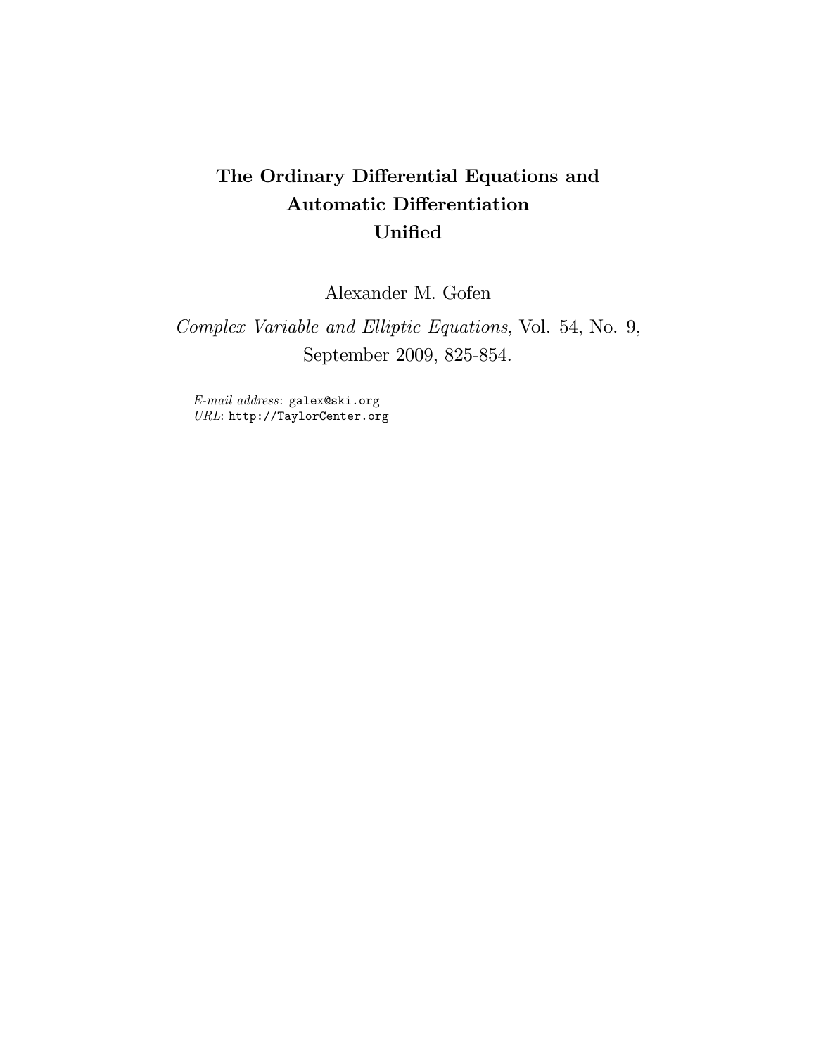# The Ordinary Differential Equations and Automatic Differentiation Unified

Alexander M. Gofen

*Complex Variable and Elliptic Equations*, Vol. 54, No. 9, September 2009, 825-854.

*E-mail address*: galex@ski.org
*URL*: http://TaylorCenter.org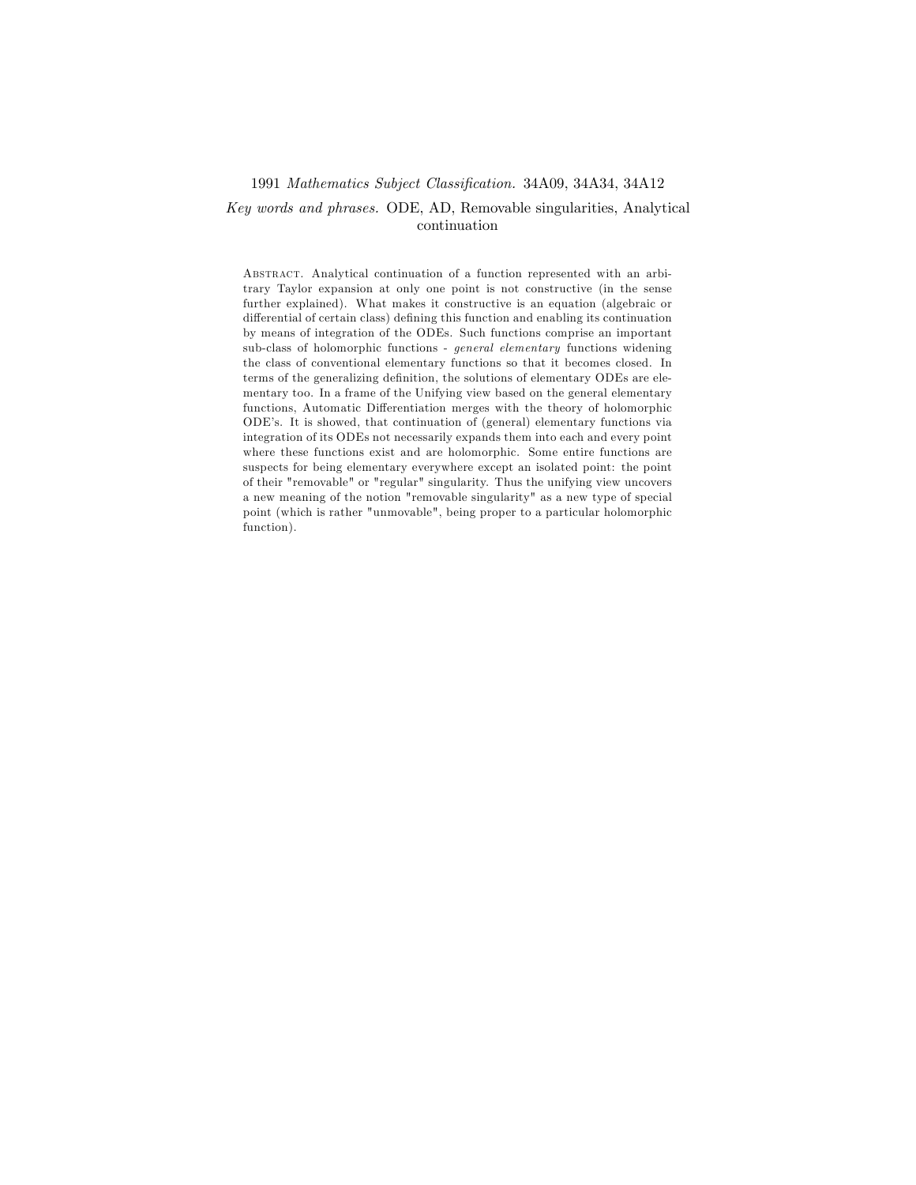1991 *Mathematics Subject Classification.* 34A09, 34A34, 34A12

*Key words and phrases.* ODE, AD, Removable singularities, Analytical continuation

Abstract. Analytical continuation of a function represented with an arbitrary Taylor expansion at only one point is not constructive (in the sense further explained). What makes it constructive is an equation (algebraic or differential of certain class) defining this function and enabling its continuation by means of integration of the ODEs. Such functions comprise an important sub-class of holomorphic functions - *general elementary* functions widening the class of conventional elementary functions so that it becomes closed. In terms of the generalizing definition, the solutions of elementary ODEs are elementary too. In a frame of the Unifying view based on the general elementary functions, Automatic Differentiation merges with the theory of holomorphic ODE's. It is showed, that continuation of (general) elementary functions via integration of its ODEs not necessarily expands them into each and every point where these functions exist and are holomorphic. Some entire functions are suspects for being elementary everywhere except an isolated point: the point of their "removable" or "regular" singularity. Thus the unifying view uncovers a new meaning of the notion "removable singularity" as a new type of special point (which is rather "unmovable", being proper to a particular holomorphic function).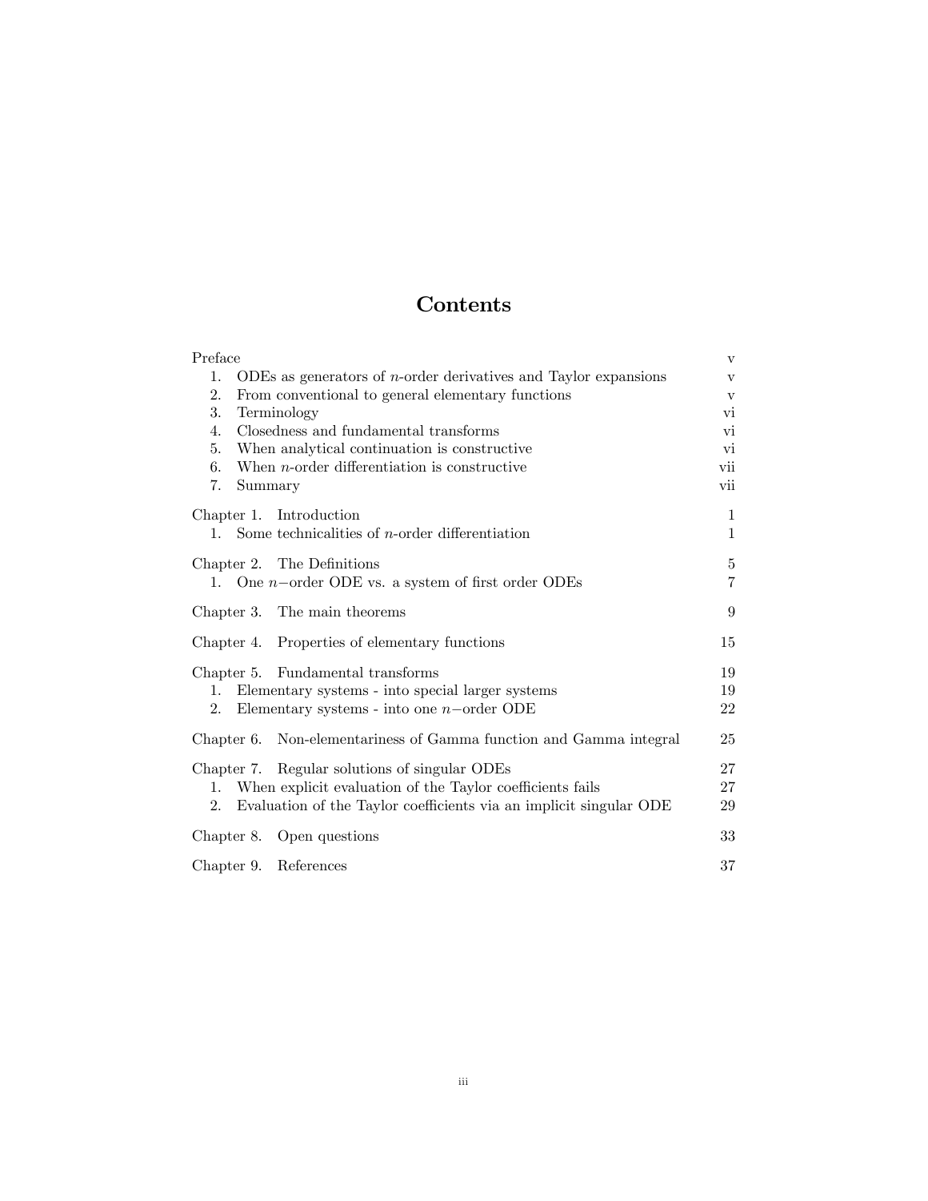# Contents

| | |
|---|---|
| Preface | v |
| 1. ODEs as generators of $n$-order derivatives and Taylor expansions | v |
| 2. From conventional to general elementary functions | v |
| 3. Terminology | vi |
| 4. Closedness and fundamental transforms | vi |
| 5. When analytical continuation is constructive | vi |
| 6. When $n$-order differentiation is constructive | vii |
| 7. Summary | vii |
| Chapter 1. Introduction | 1 |
| 1. Some technicalities of $n$-order differentiation | 1 |
| Chapter 2. The Definitions | 5 |
| 1. One $n-$order ODE vs. a system of first order ODEs | 7 |
| Chapter 3. The main theorems | 9 |
| Chapter 4. Properties of elementary functions | 15 |
| Chapter 5. Fundamental transforms | 19 |
| 1. Elementary systems - into special larger systems | 19 |
| 2. Elementary systems - into one $n-$order ODE | 22 |
| Chapter 6. Non-elementariness of Gamma function and Gamma integral | 25 |
| Chapter 7. Regular solutions of singular ODEs | 27 |
| 1. When explicit evaluation of the Taylor coefficients fails | 27 |
| 2. Evaluation of the Taylor coefficients via an implicit singular ODE | 29 |
| Chapter 8. Open questions | 33 |
| Chapter 9. References | 37 |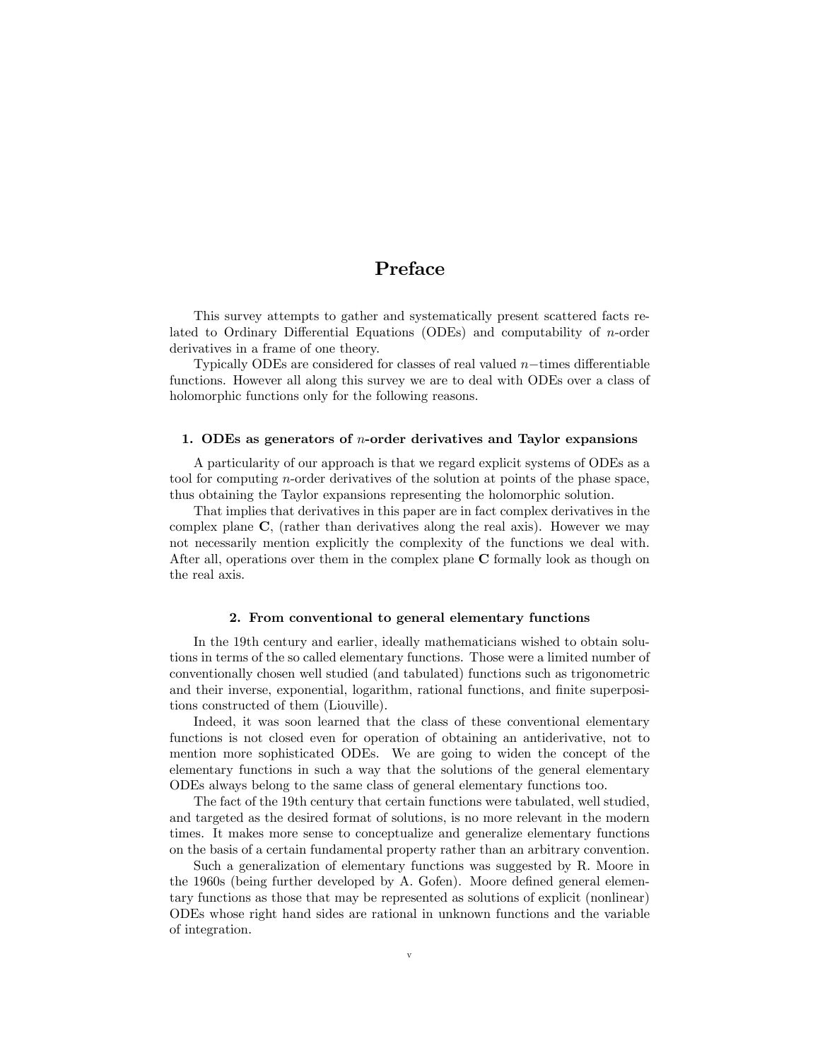# Preface

This survey attempts to gather and systematically present scattered facts related to Ordinary Differential Equations (ODEs) and computability of $n$-order derivatives in a frame of one theory.

Typically ODEs are considered for classes of real valued $n-$times differentiable functions. However all along this survey we are to deal with ODEs over a class of holomorphic functions only for the following reasons.

### 1. ODEs as generators of $n$-order derivatives and Taylor expansions

A particularity of our approach is that we regard explicit systems of ODEs as a tool for computing $n$-order derivatives of the solution at points of the phase space, thus obtaining the Taylor expansions representing the holomorphic solution.

That implies that derivatives in this paper are in fact complex derivatives in the complex plane $\mathbf{C}$, (rather than derivatives along the real axis). However we may not necessarily mention explicitly the complexity of the functions we deal with. After all, operations over them in the complex plane $\mathbf{C}$ formally look as though on the real axis.

### 2. From conventional to general elementary functions

In the 19th century and earlier, ideally mathematicians wished to obtain solutions in terms of the so called elementary functions. Those were a limited number of conventionally chosen well studied (and tabulated) functions such as trigonometric and their inverse, exponential, logarithm, rational functions, and finite superpositions constructed of them (Liouville).

Indeed, it was soon learned that the class of these conventional elementary functions is not closed even for operation of obtaining an antiderivative, not to mention more sophisticated ODEs. We are going to widen the concept of the elementary functions in such a way that the solutions of the general elementary ODEs always belong to the same class of general elementary functions too.

The fact of the 19th century that certain functions were tabulated, well studied, and targeted as the desired format of solutions, is no more relevant in the modern times. It makes more sense to conceptualize and generalize elementary functions on the basis of a certain fundamental property rather than an arbitrary convention.

Such a generalization of elementary functions was suggested by R. Moore in the 1960s (being further developed by A. Gofen). Moore defined general elementary functions as those that may be represented as solutions of explicit (nonlinear) ODEs whose right hand sides are rational in unknown functions and the variable of integration.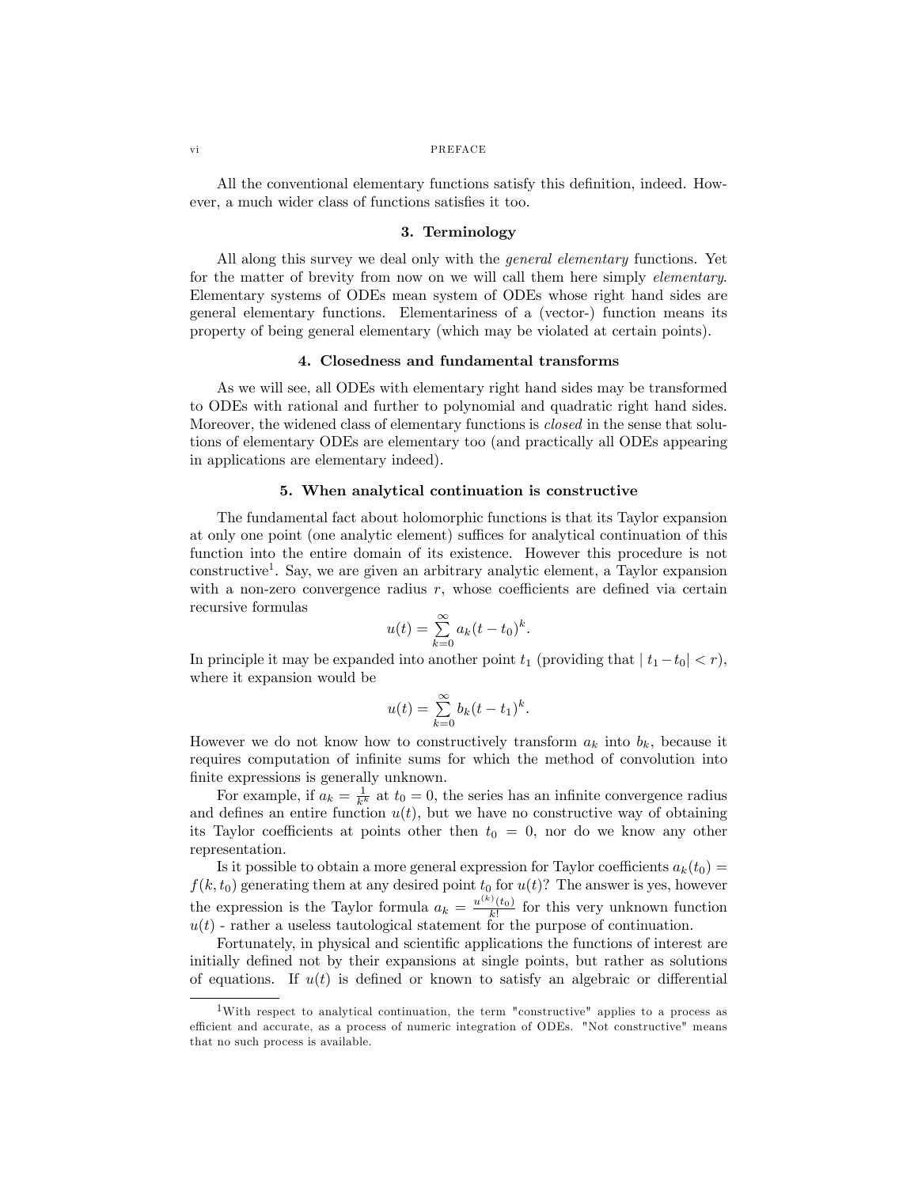All the conventional elementary functions satisfy this definition, indeed. However, a much wider class of functions satisfies it too.

### 3. Terminology

All along this survey we deal only with the *general elementary* functions. Yet for the matter of brevity from now on we will call them here simply *elementary*. Elementary systems of ODEs mean system of ODEs whose right hand sides are general elementary functions. Elementariness of a (vector-) function means its property of being general elementary (which may be violated at certain points).

### 4. Closedness and fundamental transforms

As we will see, all ODEs with elementary right hand sides may be transformed to ODEs with rational and further to polynomial and quadratic right hand sides. Moreover, the widened class of elementary functions is *closed* in the sense that solutions of elementary ODEs are elementary too (and practically all ODEs appearing in applications are elementary indeed).

### 5. When analytical continuation is constructive

The fundamental fact about holomorphic functions is that its Taylor expansion at only one point (one analytic element) suffices for analytical continuation of this function into the entire domain of its existence. However this procedure is not constructive[1]. Say, we are given an arbitrary analytic element, a Taylor expansion with a non-zero convergence radius $r$, whose coefficients are defined via certain recursive formulas

$$u(t) = \sum_{k=0}^{\infty} a_k (t - t_0)^k.$$

In principle it may be expanded into another point $t_1$ (providing that $| t_1 - t_0| < r$), where it expansion would be

$$u(t) = \sum_{k=0}^{\infty} b_k (t - t_1)^k.$$

However we do not know how to constructively transform $a_k$ into $b_k$, because it requires computation of infinite sums for which the method of convolution into finite expressions is generally unknown.

For example, if $a_k = \frac{1}{k^k}$ at $t_0 = 0$, the series has an infinite convergence radius and defines an entire function $u(t)$, but we have no constructive way of obtaining its Taylor coefficients at points other then $t_0 = 0$, nor do we know any other representation.

Is it possible to obtain a more general expression for Taylor coefficients $a_k(t_0) = f(k, t_0)$ generating them at any desired point $t_0$ for $u(t)$? The answer is yes, however the expression is the Taylor formula $a_k = \frac{u^{(k)}(t_0)}{k!}$ for this very unknown function $u(t)$ - rather a useless tautological statement for the purpose of continuation.

Fortunately, in physical and scientific applications the functions of interest are initially defined not by their expansions at single points, but rather as solutions of equations. If $u(t)$ is defined or known to satisfy an algebraic or differential

[1] With respect to analytical continuation, the term "constructive" applies to a process as efficient and accurate, as a process of numeric integration of ODEs. "Not constructive" means that no such process is available.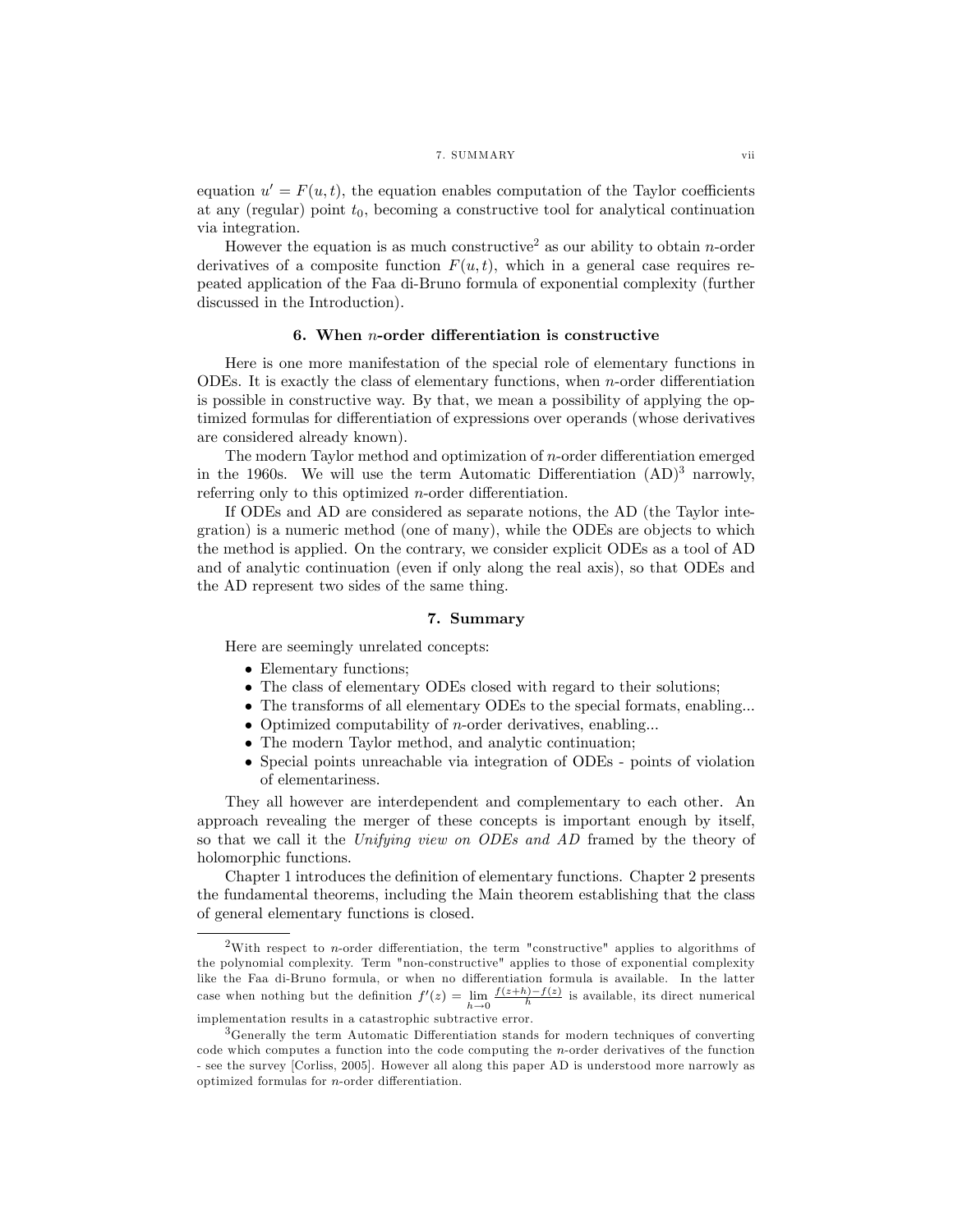equation $u' = F(u,t)$, the equation enables computation of the Taylor coefficients at any (regular) point $t_0$, becoming a constructive tool for analytical continuation via integration.

However the equation is as much constructive[2] as our ability to obtain $n$-order derivatives of a composite function $F(u,t)$, which in a general case requires repeated application of the Faa di-Bruno formula of exponential complexity (further discussed in the Introduction).

## 6. When $n$-order differentiation is constructive

Here is one more manifestation of the special role of elementary functions in ODEs. It is exactly the class of elementary functions, when $n$-order differentiation is possible in constructive way. By that, we mean a possibility of applying the optimized formulas for differentiation of expressions over operands (whose derivatives are considered already known).

The modern Taylor method and optimization of $n$-order differentiation emerged in the 1960s. We will use the term Automatic Differentiation (AD)[3] narrowly, referring only to this optimized $n$-order differentiation.

If ODEs and AD are considered as separate notions, the AD (the Taylor integration) is a numeric method (one of many), while the ODEs are objects to which the method is applied. On the contrary, we consider explicit ODEs as a tool of AD and of analytic continuation (even if only along the real axis), so that ODEs and the AD represent two sides of the same thing.

## 7. Summary

Here are seemingly unrelated concepts:

- Elementary functions;
- The class of elementary ODEs closed with regard to their solutions;
- The transforms of all elementary ODEs to the special formats, enabling...
- Optimized computability of $n$-order derivatives, enabling...
- The modern Taylor method, and analytic continuation;
- Special points unreachable via integration of ODEs - points of violation of elementariness.

They all however are interdependent and complementary to each other. An approach revealing the merger of these concepts is important enough by itself, so that we call it the *Unifying view on ODEs and AD* framed by the theory of holomorphic functions.

Chapter 1 introduces the definition of elementary functions. Chapter 2 presents the fundamental theorems, including the Main theorem establishing that the class of general elementary functions is closed.

---

[2] With respect to $n$-order differentiation, the term "constructive" applies to algorithms of the polynomial complexity. Term "non-constructive" applies to those of exponential complexity like the Faa di-Bruno formula, or when no differentiation formula is available. In the latter case when nothing but the definition $f'(z) = \lim_{h \to 0} \frac{f(z+h)-f(z)}{h}$ is available, its direct numerical implementation results in a catastrophic subtractive error.

[3] Generally the term Automatic Differentiation stands for modern techniques of converting code which computes a function into the code computing the $n$-order derivatives of the function - see the survey [Corliss, 2005]. However all along this paper AD is understood more narrowly as optimized formulas for $n$-order differentiation.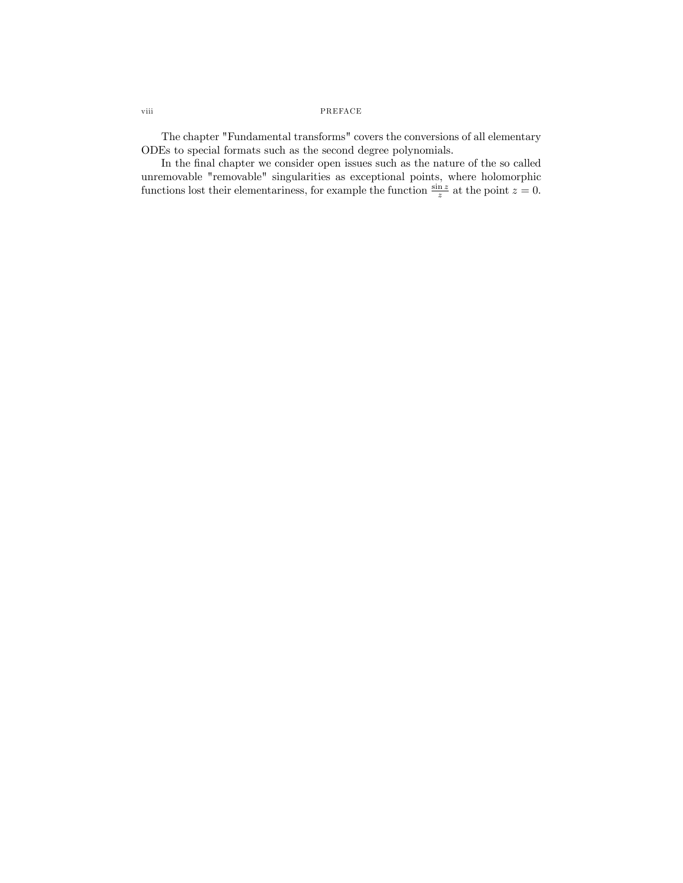The chapter "Fundamental transforms" covers the conversions of all elementary ODEs to special formats such as the second degree polynomials.

In the final chapter we consider open issues such as the nature of the so called unremovable "removable" singularities as exceptional points, where holomorphic functions lost their elementariness, for example the function $\frac{\sin z}{z}$ at the point $z = 0$.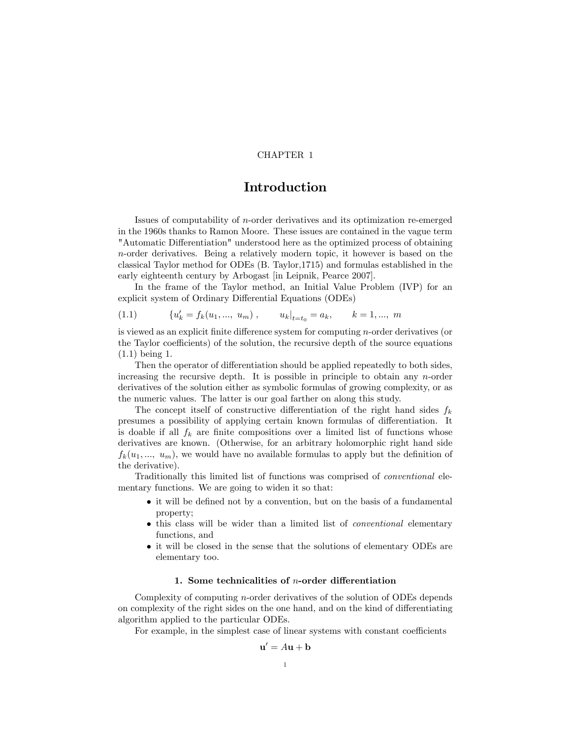CHAPTER 1

# Introduction

Issues of computability of $n$-order derivatives and its optimization re-emerged in the 1960s thanks to Ramon Moore. These issues are contained in the vague term "Automatic Differentiation" understood here as the optimized process of obtaining $n$-order derivatives. Being a relatively modern topic, it however is based on the classical Taylor method for ODEs (B. Taylor,1715) and formulas established in the early eighteenth century by Arbogast [in Leipnik, Pearce 2007].

In the frame of the Taylor method, an Initial Value Problem (IVP) for an explicit system of Ordinary Differential Equations (ODEs)

$$\{u_k' = f_k(u_1, ..., \; u_m)\,, \qquad u_k|_{t=t_0} = a_k, \qquad k = 1, ..., \; m \tag{1.1}$$

is viewed as an explicit finite difference system for computing $n$-order derivatives (or the Taylor coefficients) of the solution, the recursive depth of the source equations (1.1) being 1.

Then the operator of differentiation should be applied repeatedly to both sides, increasing the recursive depth. It is possible in principle to obtain any $n$-order derivatives of the solution either as symbolic formulas of growing complexity, or as the numeric values. The latter is our goal farther on along this study.

The concept itself of constructive differentiation of the right hand sides $f_k$ presumes a possibility of applying certain known formulas of differentiation. It is doable if all $f_k$ are finite compositions over a limited list of functions whose derivatives are known. (Otherwise, for an arbitrary holomorphic right hand side $f_k(u_1, ..., \; u_m)$, we would have no available formulas to apply but the definition of the derivative).

Traditionally this limited list of functions was comprised of *conventional* elementary functions. We are going to widen it so that:

- it will be defined not by a convention, but on the basis of a fundamental property;
- this class will be wider than a limited list of *conventional* elementary functions, and
- it will be closed in the sense that the solutions of elementary ODEs are elementary too.

### 1. Some technicalities of $n$-order differentiation

Complexity of computing $n$-order derivatives of the solution of ODEs depends on complexity of the right sides on the one hand, and on the kind of differentiating algorithm applied to the particular ODEs.

For example, in the simplest case of linear systems with constant coefficients

$$\mathbf{u}' = A\mathbf{u} + \mathbf{b}$$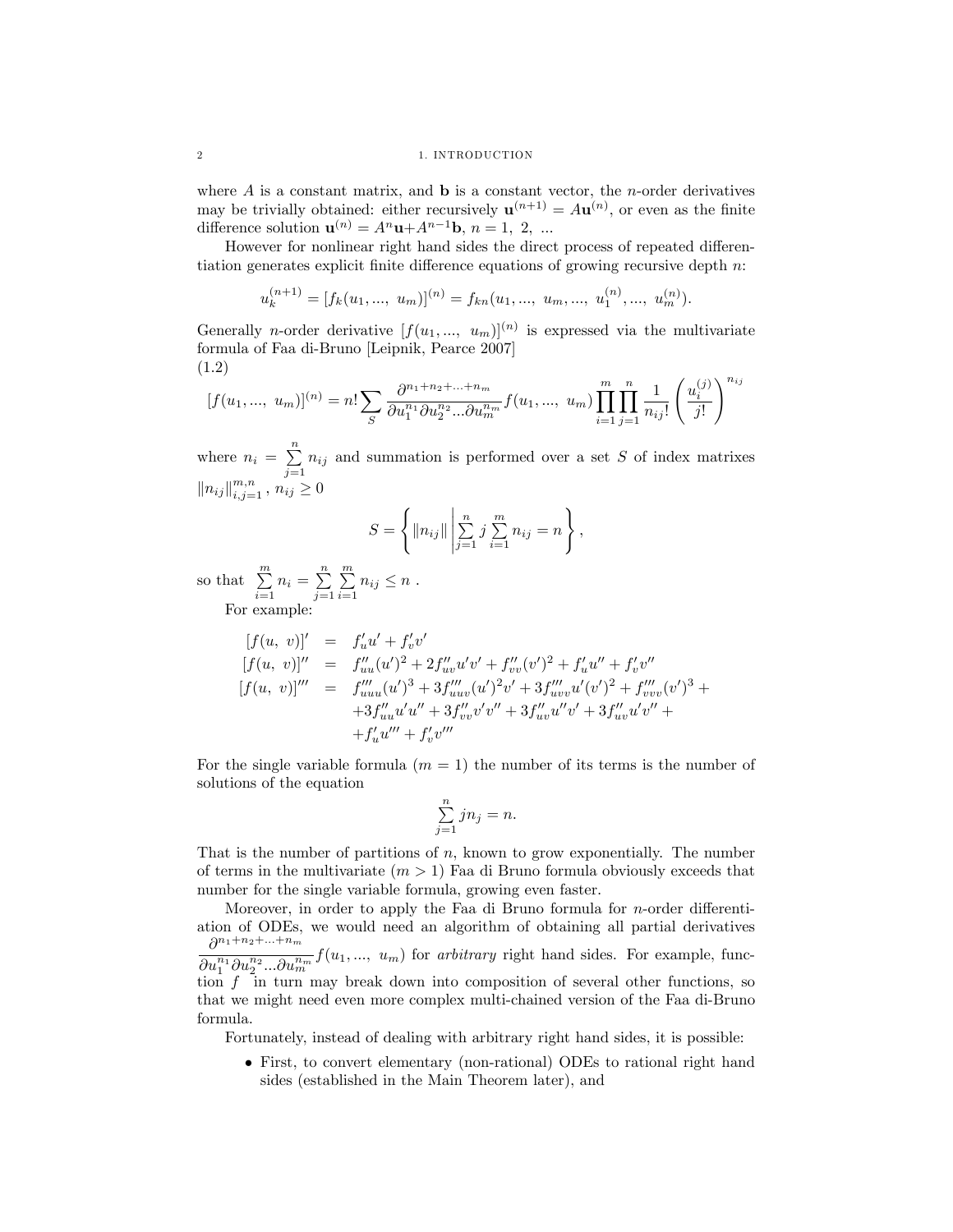where $A$ is a constant matrix, and $\mathbf{b}$ is a constant vector, the $n$-order derivatives may be trivially obtained: either recursively $\mathbf{u}^{(n+1)} = A\mathbf{u}^{(n)}$, or even as the finite difference solution $\mathbf{u}^{(n)} = A^n\mathbf{u}+A^{n-1}\mathbf{b}$, $n = 1,\ 2,\ ...$

However for nonlinear right hand sides the direct process of repeated differentiation generates explicit finite difference equations of growing recursive depth $n$:

$$u_k^{(n+1)} = [f_k(u_1, ...,\ u_m)]^{(n)} = f_{kn}(u_1, ...,\ u_m, ...,\ u_1^{(n)}, ...,\ u_m^{(n)}).$$

Generally $n$-order derivative $[f(u_1, ...,\ u_m)]^{(n)}$ is expressed via the multivariate formula of Faa di-Bruno [Leipnik, Pearce 2007]
(1.2)

$$[f(u_1, ...,\ u_m)]^{(n)} = n! \sum_S \frac{\partial^{n_1+n_2+...+n_m}}{\partial u_1^{n_1}\partial u_2^{n_2}...\partial u_m^{n_m}} f(u_1, ...,\ u_m) \prod_{i=1}^{m}\prod_{j=1}^{n} \frac{1}{n_{ij}!}\left(\frac{u_i^{(j)}}{j!}\right)^{n_{ij}}$$

where $n_i = \sum\limits_{j=1}^{n} n_{ij}$ and summation is performed over a set $S$ of index matrixes $\|n_{ij}\|_{i,j=1}^{m,n}$, $n_{ij} \geq 0$

$$S = \left\{ \|n_{ij}\| \left| \sum_{j=1}^{n} j \sum_{i=1}^{m} n_{ij} = n \right. \right\},$$

so that $\sum\limits_{i=1}^{m} n_i = \sum\limits_{j=1}^{n}\sum\limits_{i=1}^{m} n_{ij} \leq n$ .

For example:

$$\begin{aligned}
[f(u,\ v)]' &= f'_u u' + f'_v v' \\
[f(u,\ v)]'' &= f''_{uu}(u')^2 + 2f''_{uv}u'v' + f''_{vv}(v')^2 + f'_u u'' + f'_v v'' \\
[f(u,\ v)]''' &= f'''_{uuu}(u')^3 + 3f'''_{uuv}(u')^2v' + 3f'''_{uvv}u'(v')^2 + f'''_{vvv}(v')^3 + \\
&\quad +3f''_{uu}u'u'' + 3f''_{vv}v'v'' + 3f''_{uv}u''v' + 3f''_{uv}u'v'' + \\
&\quad +f'_u u''' + f'_v v'''
\end{aligned}$$

For the single variable formula ($m = 1$) the number of its terms is the number of solutions of the equation

$$\sum_{j=1}^{n} jn_j = n.$$

That is the number of partitions of $n$, known to grow exponentially. The number of terms in the multivariate ($m > 1$) Faa di Bruno formula obviously exceeds that number for the single variable formula, growing even faster.

Moreover, in order to apply the Faa di Bruno formula for $n$-order differentiation of ODEs, we would need an algorithm of obtaining all partial derivatives $\dfrac{\partial^{n_1+n_2+...+n_m}}{\partial u_1^{n_1}\partial u_2^{n_2}...\partial u_m^{n_m}} f(u_1, ...,\ u_m)$ for *arbitrary* right hand sides. For example, function $f$ in turn may break down into composition of several other functions, so that we might need even more complex multi-chained version of the Faa di-Bruno formula.

Fortunately, instead of dealing with arbitrary right hand sides, it is possible:

- First, to convert elementary (non-rational) ODEs to rational right hand sides (established in the Main Theorem later), and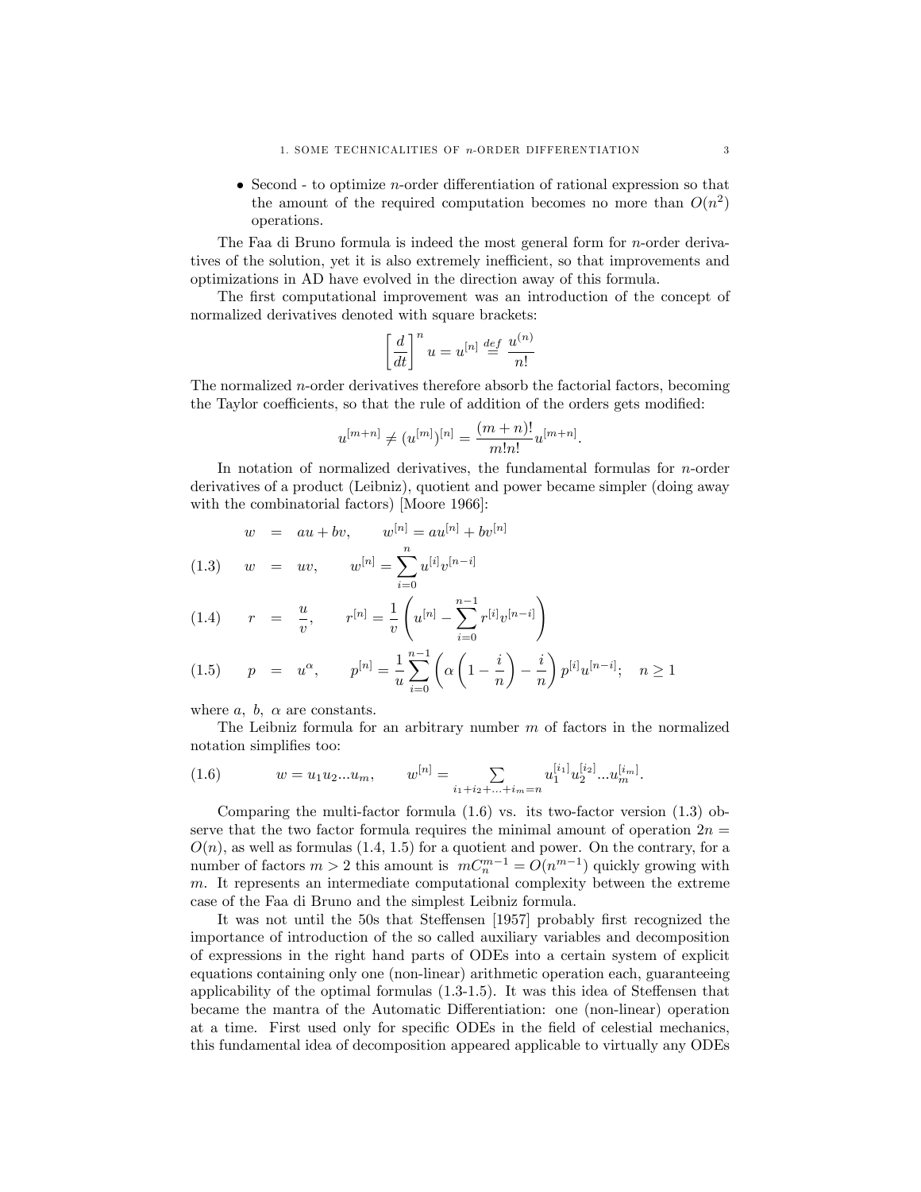- Second - to optimize $n$-order differentiation of rational expression so that the amount of the required computation becomes no more than $O(n^2)$ operations.

The Faa di Bruno formula is indeed the most general form for $n$-order derivatives of the solution, yet it is also extremely inefficient, so that improvements and optimizations in AD have evolved in the direction away of this formula.

The first computational improvement was an introduction of the concept of normalized derivatives denoted with square brackets:

$$\left[\frac{d}{dt}\right]^n u = u^{[n]} \overset{def}{=} \frac{u^{(n)}}{n!}$$

The normalized $n$-order derivatives therefore absorb the factorial factors, becoming the Taylor coefficients, so that the rule of addition of the orders gets modified:

$$u^{[m+n]} \neq (u^{[m]})^{[n]} = \frac{(m+n)!}{m!n!} u^{[m+n]}.$$

In notation of normalized derivatives, the fundamental formulas for $n$-order derivatives of a product (Leibniz), quotient and power became simpler (doing away with the combinatorial factors) [Moore 1966]:

$$w = au + bv, \qquad w^{[n]} = au^{[n]} + bv^{[n]}$$

$$(1.3) \qquad w = uv, \qquad w^{[n]} = \sum_{i=0}^{n} u^{[i]} v^{[n-i]}$$

$$(1.4) \qquad r = \frac{u}{v}, \qquad r^{[n]} = \frac{1}{v}\left(u^{[n]} - \sum_{i=0}^{n-1} r^{[i]} v^{[n-i]}\right)$$

$$(1.5) \qquad p = u^{\alpha}, \qquad p^{[n]} = \frac{1}{u}\sum_{i=0}^{n-1}\left(\alpha\left(1 - \frac{i}{n}\right) - \frac{i}{n}\right) p^{[i]} u^{[n-i]}; \quad n \geq 1$$

where $a,\ b,\ \alpha$ are constants.

The Leibniz formula for an arbitrary number $m$ of factors in the normalized notation simplifies too:

$$(1.6) \qquad w = u_1 u_2 ... u_m, \qquad w^{[n]} = \sum_{i_1+i_2+...+i_m=n} u_1^{[i_1]} u_2^{[i_2]} ... u_m^{[i_m]}.$$

Comparing the multi-factor formula (1.6) vs. its two-factor version (1.3) observe that the two factor formula requires the minimal amount of operation $2n = O(n)$, as well as formulas (1.4, 1.5) for a quotient and power. On the contrary, for a number of factors $m > 2$ this amount is $mC_n^{m-1} = O(n^{m-1})$ quickly growing with $m$. It represents an intermediate computational complexity between the extreme case of the Faa di Bruno and the simplest Leibniz formula.

It was not until the 50s that Steffensen [1957] probably first recognized the importance of introduction of the so called auxiliary variables and decomposition of expressions in the right hand parts of ODEs into a certain system of explicit equations containing only one (non-linear) arithmetic operation each, guaranteeing applicability of the optimal formulas (1.3-1.5). It was this idea of Steffensen that became the mantra of the Automatic Differentiation: one (non-linear) operation at a time. First used only for specific ODEs in the field of celestial mechanics, this fundamental idea of decomposition appeared applicable to virtually any ODEs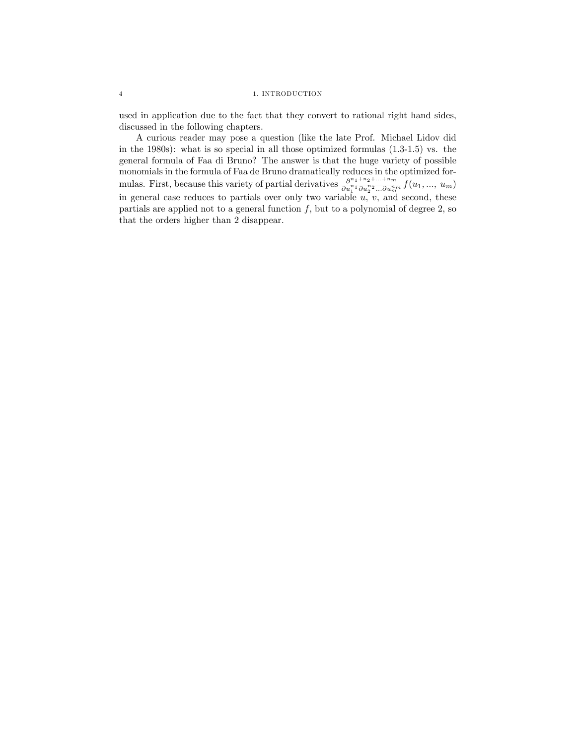used in application due to the fact that they convert to rational right hand sides, discussed in the following chapters.

A curious reader may pose a question (like the late Prof. Michael Lidov did in the 1980s): what is so special in all those optimized formulas (1.3-1.5) vs. the general formula of Faa di Bruno? The answer is that the huge variety of possible monomials in the formula of Faa de Bruno dramatically reduces in the optimized formulas. First, because this variety of partial derivatives $\frac{\partial^{n_1+n_2+\ldots+n_m}}{\partial u_1^{n_1} \partial u_2^{n_2} \ldots \partial u_m^{n_m}} f(u_1, \ldots, u_m)$ in general case reduces to partials over only two variable $u$, $v$, and second, these partials are applied not to a general function $f$, but to a polynomial of degree 2, so that the orders higher than 2 disappear.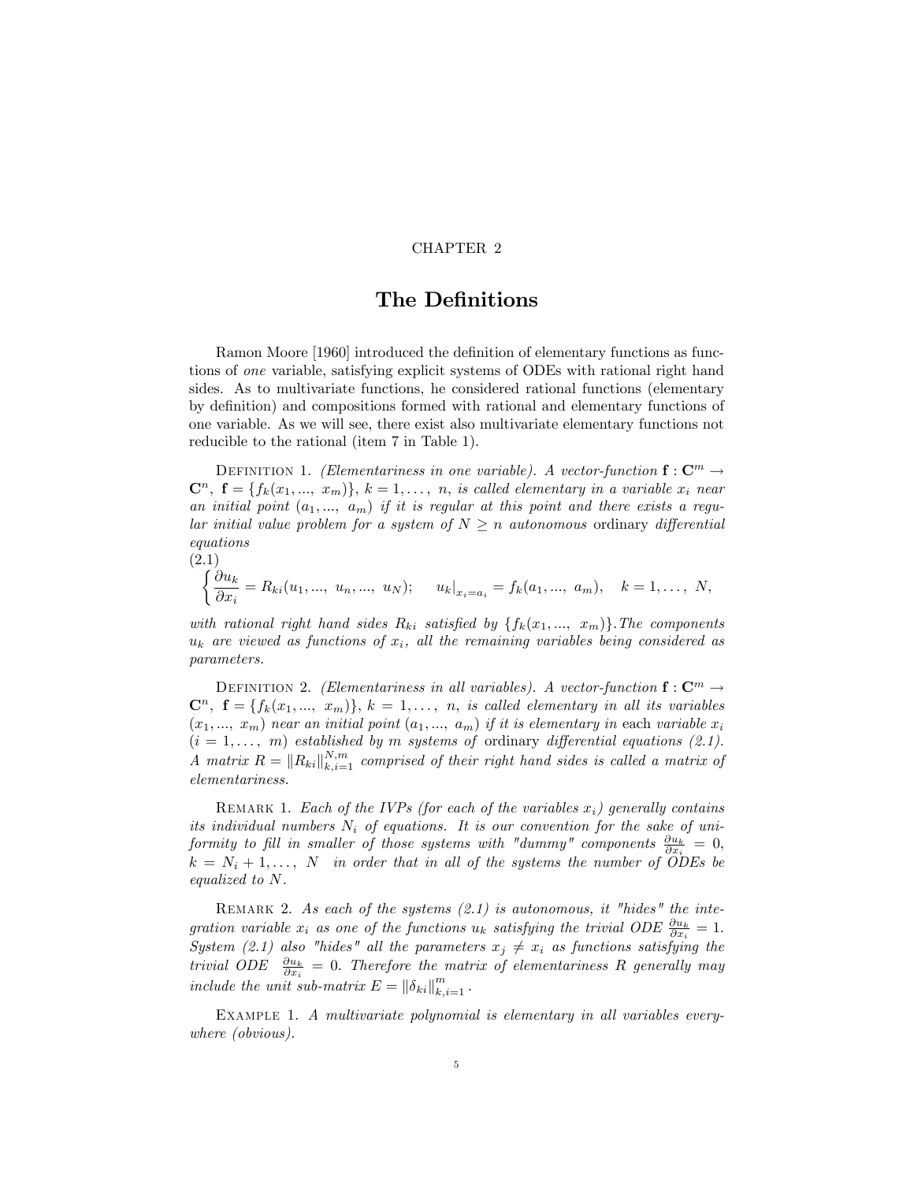CHAPTER 2

# The Definitions

Ramon Moore [1960] introduced the definition of elementary functions as functions of *one* variable, satisfying explicit systems of ODEs with rational right hand sides. As to multivariate functions, he considered rational functions (elementary by definition) and compositions formed with rational and elementary functions of one variable. As we will see, there exist also multivariate elementary functions not reducible to the rational (item 7 in Table 1).

Definition 1. *(Elementariness in one variable). A vector-function $\mathbf{f} : \mathbf{C}^m \to \mathbf{C}^n$, $\mathbf{f} = \{f_k(x_1, ..., x_m)\}$, $k = 1, \dots, n$, is called elementary in a variable $x_i$ near an initial point $(a_1, ..., a_m)$ if it is regular at this point and there exists a regular initial value problem for a system of $N \geq n$ autonomous* ordinary *differential equations*

(2.1)

$$\left\{ \frac{\partial u_k}{\partial x_i} = R_{ki}(u_1, ..., u_n, ..., u_N); \quad u_k|_{x_i = a_i} = f_k(a_1, ..., a_m), \quad k = 1, \dots, N, \right.$$

*with rational right hand sides $R_{ki}$ satisfied by $\{f_k(x_1, ..., x_m)\}$. The components $u_k$ are viewed as functions of $x_i$, all the remaining variables being considered as parameters.*

Definition 2. *(Elementariness in all variables). A vector-function $\mathbf{f} : \mathbf{C}^m \to \mathbf{C}^n$, $\mathbf{f} = \{f_k(x_1, ..., x_m)\}$, $k = 1, \dots, n$, is called elementary in all its variables $(x_1, ..., x_m)$ near an initial point $(a_1, ..., a_m)$ if it is elementary in* each *variable $x_i$ $(i = 1, \dots, m)$ established by $m$ systems of* ordinary *differential equations (2.1). A matrix $R = \|R_{ki}\|_{k,i=1}^{N,m}$ comprised of their right hand sides is called a matrix of elementariness.*

Remark 1. *Each of the IVPs (for each of the variables $x_i$) generally contains its individual numbers $N_i$ of equations. It is our convention for the sake of uniformity to fill in smaller of those systems with "dummy" components $\frac{\partial u_k}{\partial x_i} = 0$, $k = N_i + 1, \dots, N$ in order that in all of the systems the number of ODEs be equalized to $N$.*

Remark 2. *As each of the systems (2.1) is autonomous, it "hides" the integration variable $x_i$ as one of the functions $u_k$ satisfying the trivial ODE $\frac{\partial u_k}{\partial x_i} = 1$. System (2.1) also "hides" all the parameters $x_j \neq x_i$ as functions satisfying the trivial ODE $\frac{\partial u_k}{\partial x_i} = 0$. Therefore the matrix of elementariness $R$ generally may include the unit sub-matrix $E = \|\delta_{ki}\|_{k,i=1}^{m}$.*

Example 1. *A multivariate polynomial is elementary in all variables everywhere (obvious).*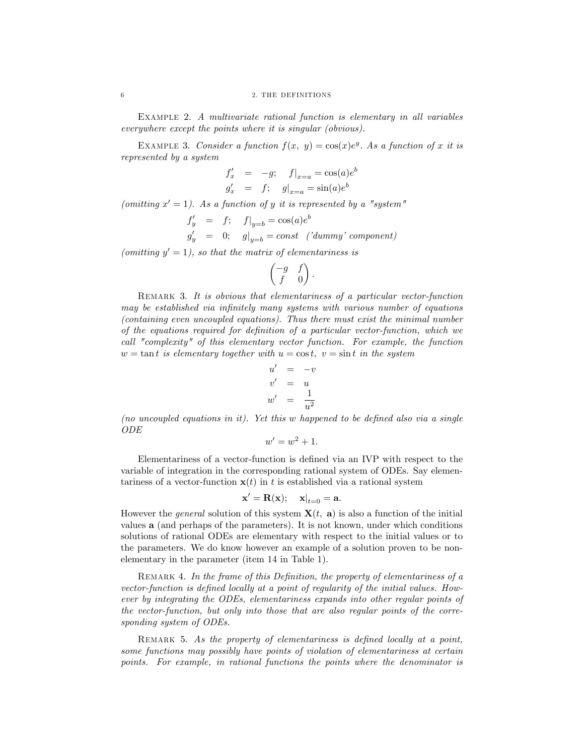Example 2. *A multivariate rational function is elementary in all variables everywhere except the points where it is singular (obvious).*

Example 3. *Consider a function $f(x,\ y) = \cos(x)e^y$. As a function of $x$ it is represented by a system*

$$\begin{aligned} f'_x &= -g; \quad f|_{x=a} = \cos(a)e^b \\ g'_x &= f; \quad g|_{x=a} = \sin(a)e^b \end{aligned}$$

*(omitting $x' = 1$). As a function of $y$ it is represented by a "system"*

$$\begin{aligned} f'_y &= f; \quad f|_{y=b} = \cos(a)e^b \\ g'_y &= 0; \quad g|_{y=b} = const \quad \text{('dummy' component)} \end{aligned}$$

*(omitting $y' = 1$), so that the matrix of elementariness is*

$$\begin{pmatrix} -g & f \\ f & 0 \end{pmatrix}.$$

Remark 3. *It is obvious that elementariness of a particular vector-function may be established via infinitely many systems with various number of equations (containing even uncoupled equations). Thus there must exist the minimal number of the equations required for definition of a particular vector-function, which we call "complexity" of this elementary vector function. For example, the function $w = \tan t$ is elementary together with $u = \cos t,\ v = \sin t$ in the system*

$$\begin{aligned} u' &= -v \\ v' &= u \\ w' &= \frac{1}{u^2} \end{aligned}$$

*(no uncoupled equations in it). Yet this $w$ happened to be defined also via a single ODE*

$$w' = w^2 + 1.$$

Elementariness of a vector-function is defined via an IVP with respect to the variable of integration in the corresponding rational system of ODEs. Say elementariness of a vector-function $\mathbf{x}(t)$ in $t$ is established via a rational system

$$\mathbf{x}' = \mathbf{R}(\mathbf{x}); \quad \mathbf{x}|_{t=0} = \mathbf{a}.$$

However the *general* solution of this system $\mathbf{X}(t,\ \mathbf{a})$ is also a function of the initial values $\mathbf{a}$ (and perhaps of the parameters). It is not known, under which conditions solutions of rational ODEs are elementary with respect to the initial values or to the parameters. We do know however an example of a solution proven to be non-elementary in the parameter (item 14 in Table 1).

Remark 4. *In the frame of this Definition, the property of elementariness of a vector-function is defined locally at a point of regularity of the initial values. However by integrating the ODEs, elementariness expands into other regular points of the vector-function, but only into those that are also regular points of the corresponding system of ODEs.*

Remark 5. *As the property of elementariness is defined locally at a point, some functions may possibly have points of violation of elementariness at certain points. For example, in rational functions the points where the denominator is*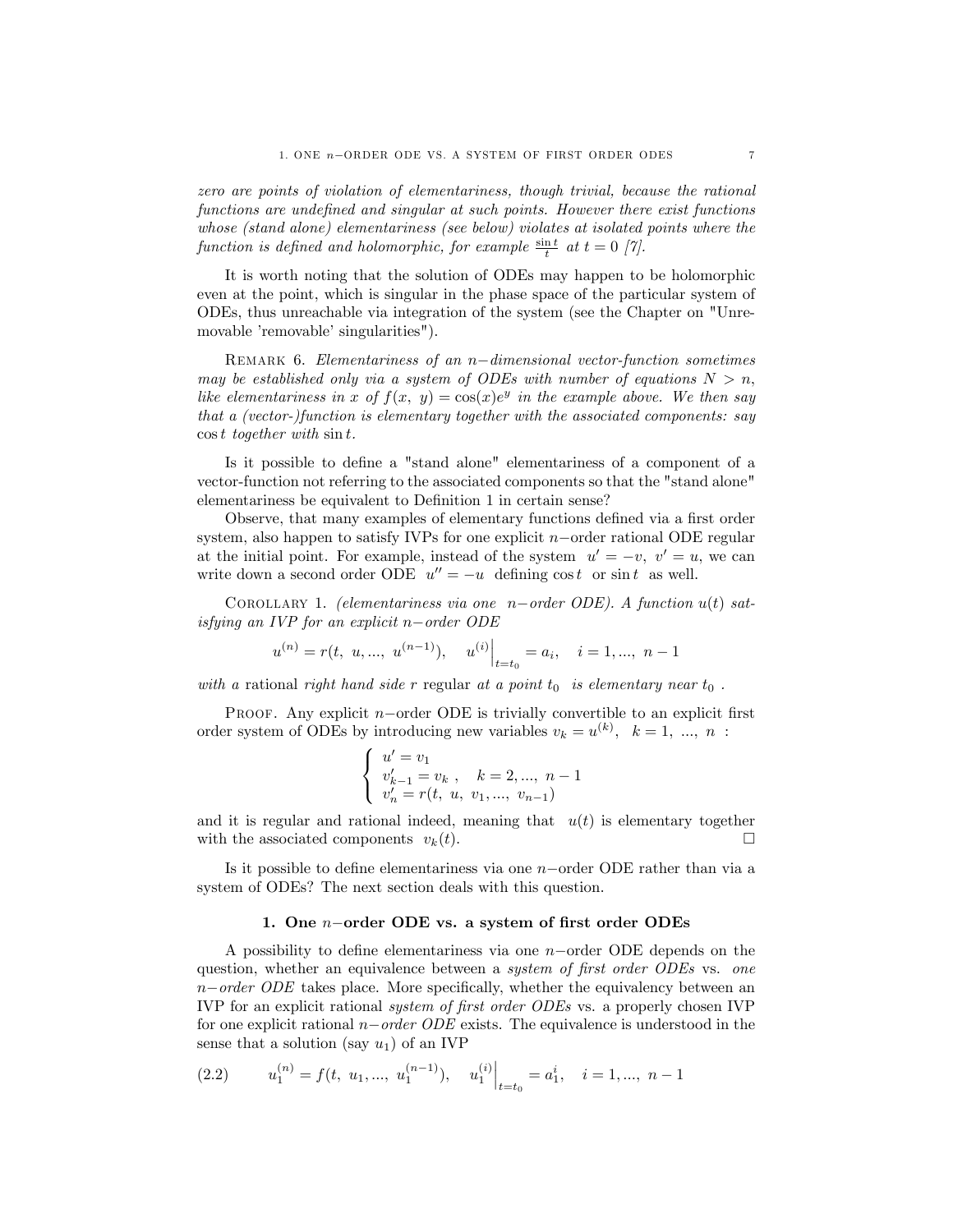*zero are points of violation of elementariness, though trivial, because the rational functions are undefined and singular at such points. However there exist functions whose (stand alone) elementariness (see below) violates at isolated points where the function is defined and holomorphic, for example $\frac{\sin t}{t}$ at $t = 0$ [7].*

It is worth noting that the solution of ODEs may happen to be holomorphic even at the point, which is singular in the phase space of the particular system of ODEs, thus unreachable via integration of the system (see the Chapter on "Unremovable 'removable' singularities").

Remark 6. *Elementariness of an $n-$dimensional vector-function sometimes may be established only via a system of ODEs with number of equations $N > n$, like elementariness in $x$ of $f(x, y) = \cos(x)e^y$ in the example above. We then say that a (vector-)function is elementary together with the associated components: say $\cos t$ together with $\sin t$.*

Is it possible to define a "stand alone" elementariness of a component of a vector-function not referring to the associated components so that the "stand alone" elementariness be equivalent to Definition 1 in certain sense?

Observe, that many examples of elementary functions defined via a first order system, also happen to satisfy IVPs for one explicit $n-$order rational ODE regular at the initial point. For example, instead of the system $u' = -v,\ v' = u$, we can write down a second order ODE $u'' = -u$ defining $\cos t$ or $\sin t$ as well.

Corollary 1. *(elementariness via one $n-$order ODE). A function $u(t)$ satisfying an IVP for an explicit $n-$order ODE*

$$u^{(n)} = r(t,\ u, ...,\ u^{(n-1)}), \quad u^{(i)}\Big|_{t=t_0} = a_i, \quad i = 1, ...,\ n-1$$

*with a* rational *right hand side $r$ regular at a point $t_0$ is elementary near $t_0$ .*

Proof. Any explicit $n-$order ODE is trivially convertible to an explicit first order system of ODEs by introducing new variables $v_k = u^{(k)}, \quad k = 1,\ ...,\ n$ :

$$\begin{cases} u' = v_1 \\ v'_{k-1} = v_k \ , \quad k = 2, ...,\ n-1 \\ v'_n = r(t,\ u,\ v_1, ...,\ v_{n-1}) \end{cases}$$

and it is regular and rational indeed, meaning that $u(t)$ is elementary together with the associated components $v_k(t)$. □

Is it possible to define elementariness via one $n-$order ODE rather than via a system of ODEs? The next section deals with this question.

### 1. One $n-$order ODE vs. a system of first order ODEs

A possibility to define elementariness via one $n-$order ODE depends on the question, whether an equivalence between a *system of first order ODEs* vs. *one $n-$order ODE* takes place. More specifically, whether the equivalency between an IVP for an explicit rational *system of first order ODEs* vs. a properly chosen IVP for one explicit rational *$n-$order ODE* exists. The equivalence is understood in the sense that a solution (say $u_1$) of an IVP

$$u_1^{(n)} = f(t,\ u_1, ...,\ u_1^{(n-1)}), \quad u_1^{(i)}\Big|_{t=t_0} = a_1^i, \quad i = 1, ...,\ n-1 \tag{2.2}$$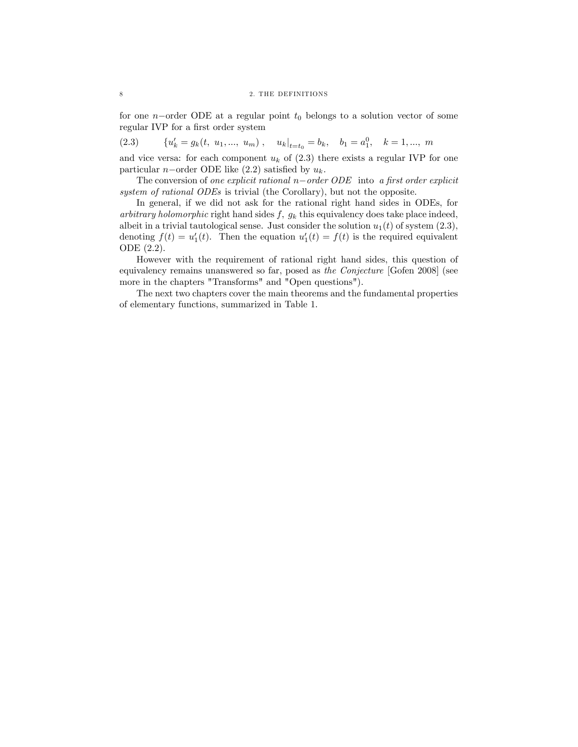for one $n-$order ODE at a regular point $t_0$ belongs to a solution vector of some regular IVP for a first order system

$$\{u'_k = g_k(t,\ u_1, ...,\ u_m)\,, \quad u_k|_{t=t_0} = b_k, \quad b_1 = a_1^0, \quad k = 1, ...,\ m \tag{2.3}$$

and vice versa: for each component $u_k$ of (2.3) there exists a regular IVP for one particular $n-$order ODE like (2.2) satisfied by $u_k$.

The conversion of *one explicit rational $n-$order ODE* into *a first order explicit system of rational ODEs* is trivial (the Corollary), but not the opposite.

In general, if we did not ask for the rational right hand sides in ODEs, for *arbitrary holomorphic* right hand sides $f,\ g_k$ this equivalency does take place indeed, albeit in a trivial tautological sense. Just consider the solution $u_1(t)$ of system (2.3), denoting $f(t) = u'_1(t)$. Then the equation $u'_1(t) = f(t)$ is the required equivalent ODE (2.2).

However with the requirement of rational right hand sides, this question of equivalency remains unanswered so far, posed as *the Conjecture* [Gofen 2008] (see more in the chapters "Transforms" and "Open questions").

The next two chapters cover the main theorems and the fundamental properties of elementary functions, summarized in Table 1.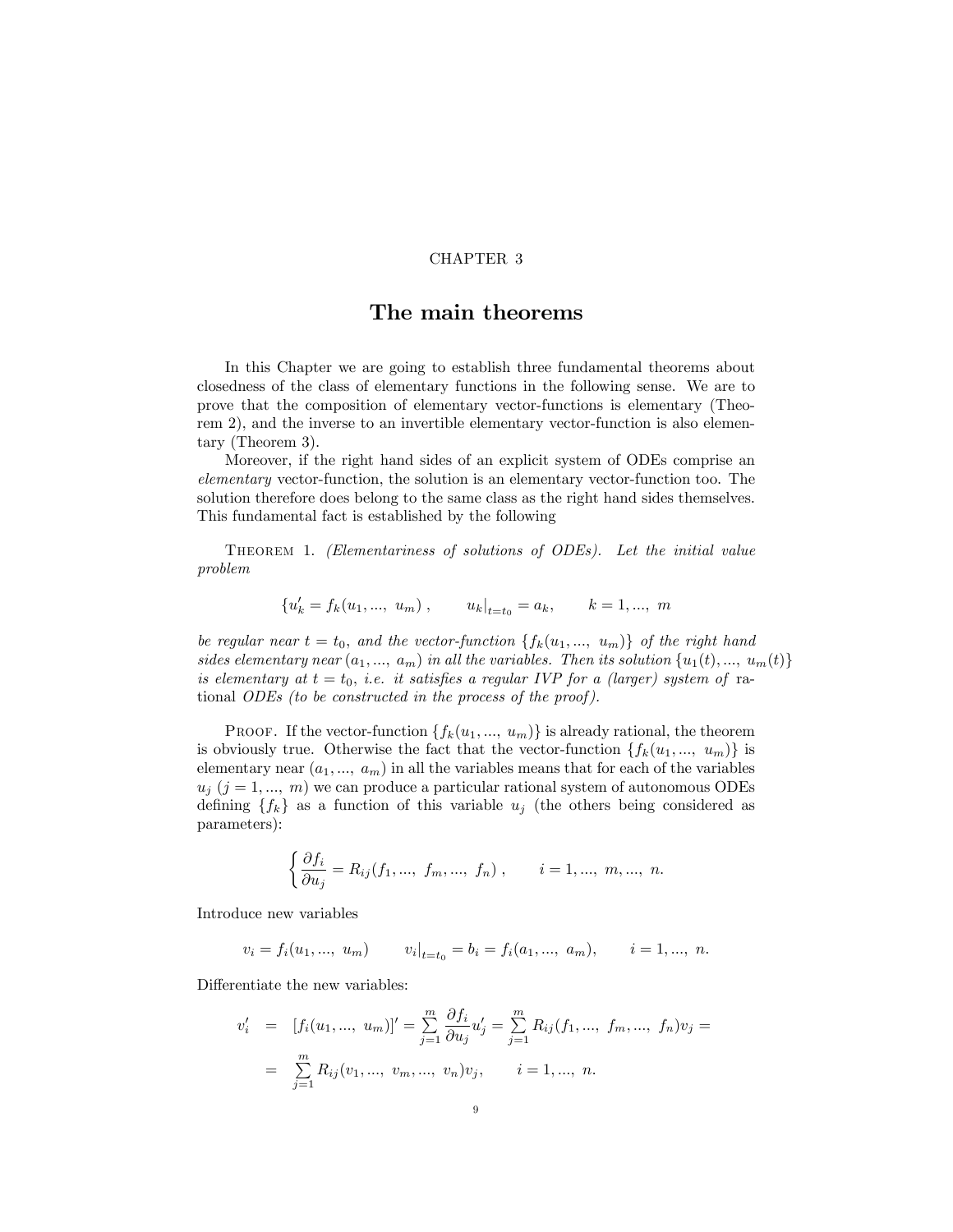CHAPTER 3

# The main theorems

In this Chapter we are going to establish three fundamental theorems about closedness of the class of elementary functions in the following sense. We are to prove that the composition of elementary vector-functions is elementary (Theorem 2), and the inverse to an invertible elementary vector-function is also elementary (Theorem 3).

Moreover, if the right hand sides of an explicit system of ODEs comprise an *elementary* vector-function, the solution is an elementary vector-function too. The solution therefore does belong to the same class as the right hand sides themselves. This fundamental fact is established by the following

THEOREM 1. *(Elementariness of solutions of ODEs). Let the initial value problem*

$$\{u_k' = f_k(u_1, ..., \; u_m)\,, \qquad u_k|_{t=t_0} = a_k, \qquad k = 1, ..., \; m$$

*be regular near $t = t_0$, and the vector-function $\{f_k(u_1, ..., \; u_m)\}$ of the right hand sides elementary near $(a_1, ..., \; a_m)$ in all the variables. Then its solution $\{u_1(t), ..., \; u_m(t)\}$ is elementary at $t = t_0$, i.e. it satisfies a regular IVP for a (larger) system of* rational *ODEs (to be constructed in the process of the proof).*

PROOF. If the vector-function $\{f_k(u_1, ..., \; u_m)\}$ is already rational, the theorem is obviously true. Otherwise the fact that the vector-function $\{f_k(u_1, ..., \; u_m)\}$ is elementary near $(a_1, ..., \; a_m)$ in all the variables means that for each of the variables $u_j$ $(j = 1, ..., \; m)$ we can produce a particular rational system of autonomous ODEs defining $\{f_k\}$ as a function of this variable $u_j$ (the others being considered as parameters):

$$\left\{ \frac{\partial f_i}{\partial u_j} = R_{ij}(f_1, ..., \; f_m, ..., \; f_n) \right., \qquad i = 1, ..., \; m, ..., \; n.$$

Introduce new variables

$$v_i = f_i(u_1, ..., \; u_m) \qquad v_i|_{t=t_0} = b_i = f_i(a_1, ..., \; a_m), \qquad i = 1, ..., \; n.$$

Differentiate the new variables:

$$\begin{aligned} v_i' &= [f_i(u_1, ..., \; u_m)]' = \sum_{j=1}^{m} \frac{\partial f_i}{\partial u_j} u_j' = \sum_{j=1}^{m} R_{ij}(f_1, ..., \; f_m, ..., \; f_n) v_j = \\ &= \sum_{j=1}^{m} R_{ij}(v_1, ..., \; v_m, ..., \; v_n) v_j, \qquad i = 1, ..., \; n. \end{aligned}$$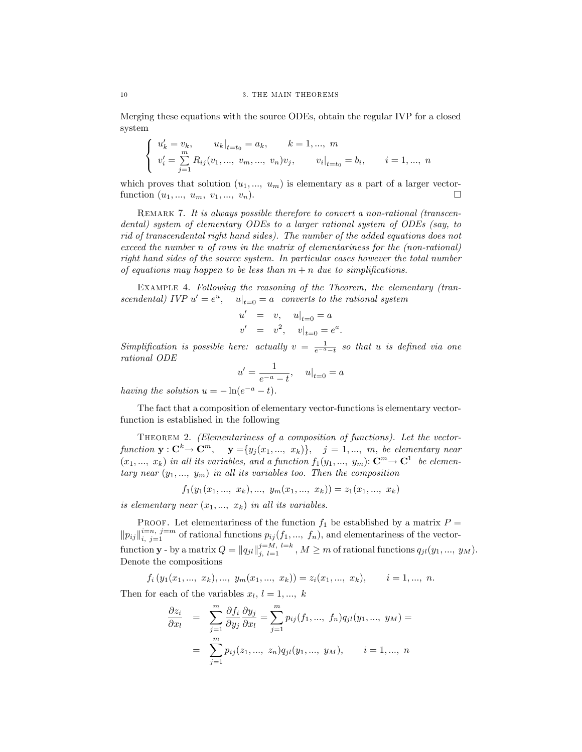Merging these equations with the source ODEs, obtain the regular IVP for a closed system

$$\left\{ \begin{array}{ll} u_k' = v_k, \qquad u_k|_{t=t_0} = a_k, \qquad k = 1, ..., \ m \\ v_i' = \sum\limits_{j=1}^{m} R_{ij}(v_1, ..., \ v_m, ..., \ v_n) v_j, \qquad v_i|_{t=t_0} = b_i, \qquad i = 1, ..., \ n \end{array} \right.$$

which proves that solution $(u_1, ..., \ u_m)$ is elementary as a part of a larger vector-function $(u_1, ..., \ u_m, \ v_1, ..., \ v_n)$. □

REMARK 7. *It is always possible therefore to convert a non-rational (transcendental) system of elementary ODEs to a larger rational system of ODEs (say, to rid of transcendental right hand sides). The number of the added equations does not exceed the number n of rows in the matrix of elementariness for the (non-rational) right hand sides of the source system. In particular cases however the total number of equations may happen to be less than $m + n$ due to simplifications.*

EXAMPLE 4. *Following the reasoning of the Theorem, the elementary (transcendental) IVP $u' = e^u$, $u|_{t=0} = a$ converts to the rational system*

$$\begin{aligned} u' &= v, \quad u|_{t=0} = a \\ v' &= v^2, \quad v|_{t=0} = e^a. \end{aligned}$$

*Simplification is possible here: actually $v = \frac{1}{e^{-a} - t}$ so that u is defined via one rational ODE*

$$u' = \frac{1}{e^{-a} - t}, \quad u|_{t=0} = a$$

*having the solution $u = -\ln(e^{-a} - t)$.*

The fact that a composition of elementary vector-functions is elementary vector-function is established in the following

THEOREM 2. *(Elementariness of a composition of functions). Let the vector-function $\mathbf{y} : \mathbf{C}^k \to \mathbf{C}^m$, $\mathbf{y} = \{y_j(x_1, ..., \ x_k)\}$, $j = 1, ..., \ m$, be elementary near $(x_1, ..., \ x_k)$ in all its variables, and a function $f_1(y_1, ..., \ y_m)$: $\mathbf{C}^m \to \mathbf{C}^1$ be elementary near $(y_1, ..., \ y_m)$ in all its variables too. Then the composition*

$$f_1(y_1(x_1, ..., \ x_k), ..., \ y_m(x_1, ..., \ x_k)) = z_1(x_1, ..., \ x_k)$$

*is elementary near $(x_1, ..., \ x_k)$ in all its variables.*

PROOF. Let elementariness of the function $f_1$ be established by a matrix $P = \|p_{ij}\|_{i, \ j=1}^{i=n, \ j=m}$ of rational functions $p_{ij}(f_1, ..., \ f_n)$, and elementariness of the vector-function $\mathbf{y}$ - by a matrix $Q = \|q_{jl}\|_{j, \ l=1}^{j=M, \ l=k}$, $M \geq m$ of rational functions $q_{jl}(y_1, ..., \ y_M)$. Denote the compositions

$$f_i\left(y_1(x_1, ..., \ x_k), ..., \ y_m(x_1, ..., \ x_k)\right) = z_i(x_1, ..., \ x_k), \qquad i = 1, ..., \ n.$$

Then for each of the variables $x_l$, $l = 1, ..., \ k$

$$\begin{aligned} \frac{\partial z_i}{\partial x_l} &= \sum_{j=1}^{m} \frac{\partial f_i}{\partial y_j} \frac{\partial y_j}{\partial x_l} = \sum_{j=1}^{m} p_{ij}(f_1, ..., \ f_n) q_{jl}(y_1, ..., \ y_M) = \\ &= \sum_{j=1}^{m} p_{ij}(z_1, ..., \ z_n) q_{jl}(y_1, ..., \ y_M), \qquad i = 1, ..., \ n \end{aligned}$$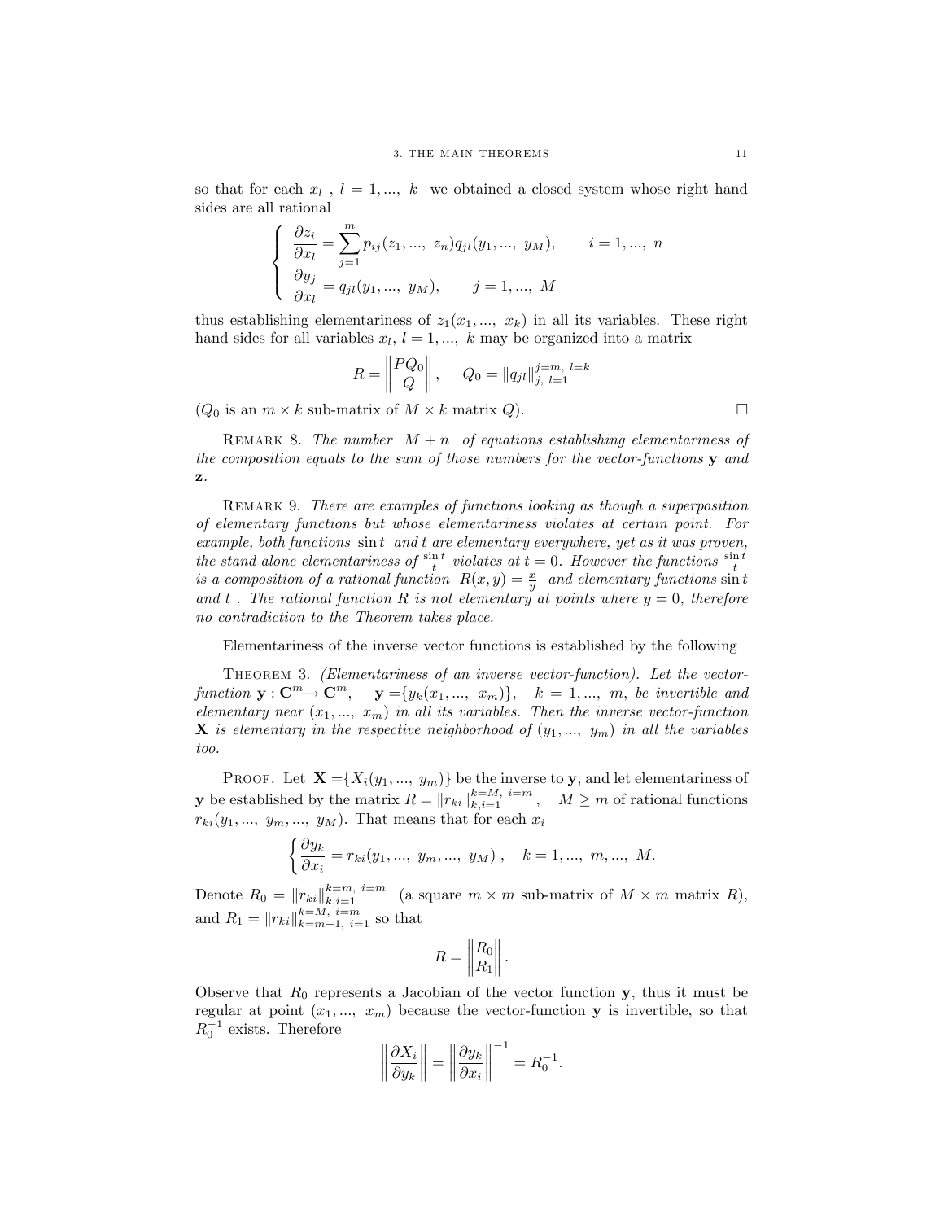so that for each $x_l$ , $l = 1, ..., k$ we obtained a closed system whose right hand sides are all rational

$$
\begin{cases}
\dfrac{\partial z_i}{\partial x_l} = \displaystyle\sum_{j=1}^{m} p_{ij}(z_1, ..., z_n) q_{jl}(y_1, ..., y_M), \qquad i = 1, ..., n \\
\dfrac{\partial y_j}{\partial x_l} = q_{jl}(y_1, ..., y_M), \qquad j = 1, ..., M
\end{cases}
$$

thus establishing elementariness of $z_1(x_1, ..., x_k)$ in all its variables. These right hand sides for all variables $x_l$, $l = 1, ..., k$ may be organized into a matrix

$$
R = \begin{Vmatrix} PQ_0 \\ Q \end{Vmatrix}, \qquad Q_0 = \|q_{jl}\|_{j,\ l=1}^{j=m,\ l=k}
$$

($Q_0$ is an $m \times k$ sub-matrix of $M \times k$ matrix $Q$). $\square$

Remark 8. *The number $M + n$ of equations establishing elementariness of the composition equals to the sum of those numbers for the vector-functions $\mathbf{y}$ and $\mathbf{z}$.*

Remark 9. *There are examples of functions looking as though a superposition of elementary functions but whose elementariness violates at certain point. For example, both functions $\sin t$ and $t$ are elementary everywhere, yet as it was proven, the stand alone elementariness of $\frac{\sin t}{t}$ violates at $t = 0$. However the functions $\frac{\sin t}{t}$ is a composition of a rational function $R(x, y) = \frac{x}{y}$ and elementary functions $\sin t$ and $t$ . The rational function $R$ is not elementary at points where $y = 0$, therefore no contradiction to the Theorem takes place.*

Elementariness of the inverse vector functions is established by the following

Theorem 3. *(Elementariness of an inverse vector-function). Let the vector-function $\mathbf{y} : \mathbf{C}^m \to \mathbf{C}^m$, $\mathbf{y} = \{y_k(x_1, ..., x_m)\}$, $k = 1, ..., m$, be invertible and elementary near $(x_1, ..., x_m)$ in all its variables. Then the inverse vector-function $\mathbf{X}$ is elementary in the respective neighborhood of $(y_1, ..., y_m)$ in all the variables too.*

Proof. Let $\mathbf{X} = \{X_i(y_1, ..., y_m)\}$ be the inverse to $\mathbf{y}$, and let elementariness of $\mathbf{y}$ be established by the matrix $R = \|r_{ki}\|_{k,i=1}^{k=M,\ i=m}$, $M \geq m$ of rational functions $r_{ki}(y_1, ..., y_m, ..., y_M)$. That means that for each $x_i$

$$
\left\{ \frac{\partial y_k}{\partial x_i} = r_{ki}(y_1, ..., y_m, ..., y_M) \right., \quad k = 1, ..., m, ..., M.
$$

Denote $R_0 = \|r_{ki}\|_{k,i=1}^{k=m,\ i=m}$ (a square $m \times m$ sub-matrix of $M \times m$ matrix $R$), and $R_1 = \|r_{ki}\|_{k=m+1,\ i=1}^{k=M,\ i=m}$ so that

$$
R = \begin{Vmatrix} R_0 \\ R_1 \end{Vmatrix}.
$$

Observe that $R_0$ represents a Jacobian of the vector function $\mathbf{y}$, thus it must be regular at point $(x_1, ..., x_m)$ because the vector-function $\mathbf{y}$ is invertible, so that $R_0^{-1}$ exists. Therefore

$$
\left\| \frac{\partial X_i}{\partial y_k} \right\| = \left\| \frac{\partial y_k}{\partial x_i} \right\|^{-1} = R_0^{-1}.
$$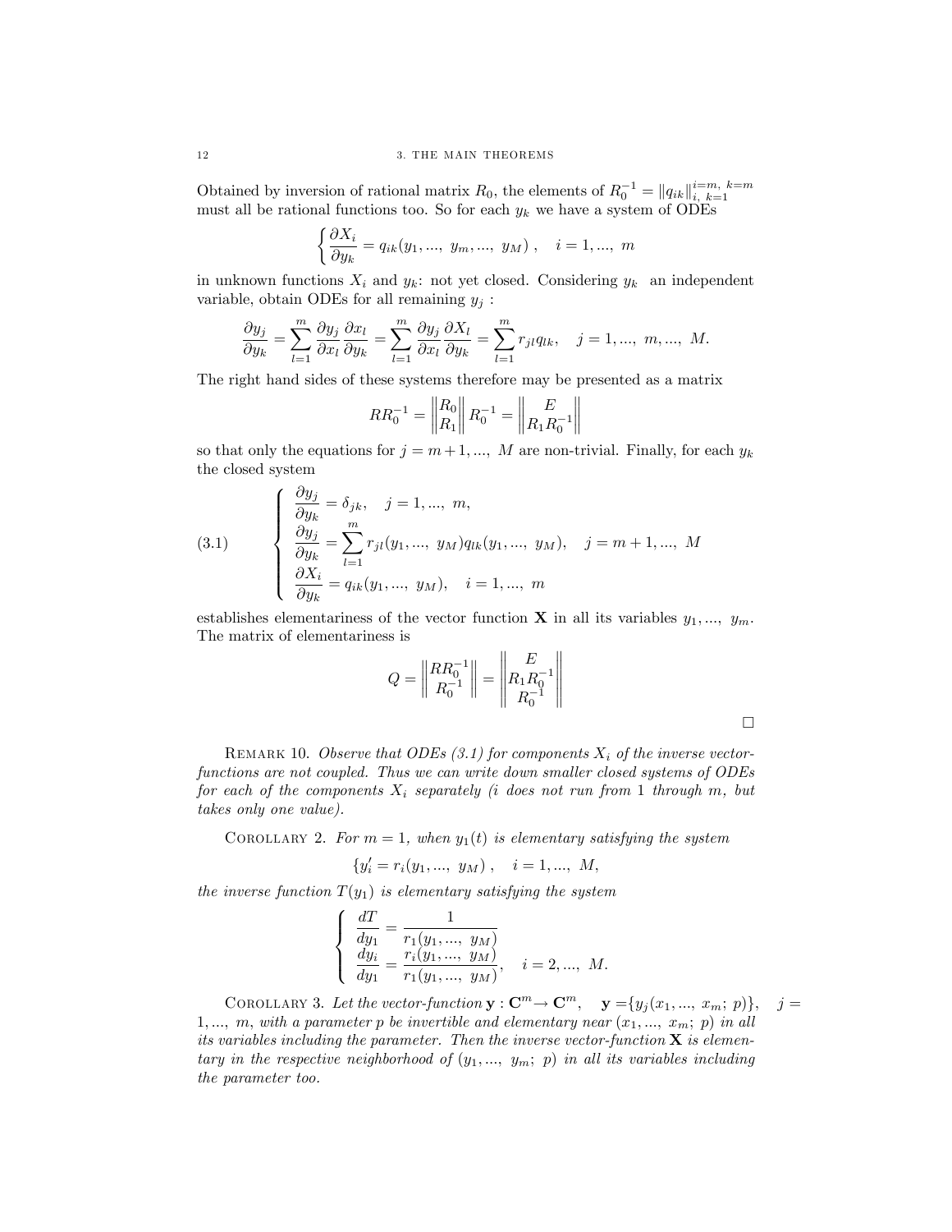Obtained by inversion of rational matrix $R_0$, the elements of $R_0^{-1} = \|q_{ik}\|_{i,\ k=1}^{i=m,\ k=m}$ must all be rational functions too. So for each $y_k$ we have a system of ODEs

$$\left\{ \frac{\partial X_i}{\partial y_k} = q_{ik}(y_1, ...,\ y_m, ...,\ y_M)\ , \quad i = 1, ...,\ m \right.$$

in unknown functions $X_i$ and $y_k$: not yet closed. Considering $y_k$ an independent variable, obtain ODEs for all remaining $y_j$ :

$$\frac{\partial y_j}{\partial y_k} = \sum_{l=1}^{m} \frac{\partial y_j}{\partial x_l} \frac{\partial x_l}{\partial y_k} = \sum_{l=1}^{m} \frac{\partial y_j}{\partial x_l} \frac{\partial X_l}{\partial y_k} = \sum_{l=1}^{m} r_{jl} q_{lk}, \quad j = 1, ...,\ m, ...,\ M.$$

The right hand sides of these systems therefore may be presented as a matrix

$$RR_0^{-1} = \begin{Vmatrix} R_0 \\ R_1 \end{Vmatrix} R_0^{-1} = \begin{Vmatrix} E \\ R_1 R_0^{-1} \end{Vmatrix}$$

so that only the equations for $j = m+1, ...,\ M$ are non-trivial. Finally, for each $y_k$ the closed system

$$\left\{ \begin{array}{l} \dfrac{\partial y_j}{\partial y_k} = \delta_{jk}, \quad j = 1, ...,\ m, \\ \dfrac{\partial y_j}{\partial y_k} = \displaystyle\sum_{l=1}^{m} r_{jl}(y_1, ...,\ y_M) q_{lk}(y_1, ...,\ y_M), \quad j = m+1, ...,\ M \\ \dfrac{\partial X_i}{\partial y_k} = q_{ik}(y_1, ...,\ y_M), \quad i = 1, ...,\ m \end{array} \right. \tag{3.1}$$

establishes elementariness of the vector function $\mathbf{X}$ in all its variables $y_1, ...,\ y_m$. The matrix of elementariness is

$$Q = \begin{Vmatrix} RR_0^{-1} \\ R_0^{-1} \end{Vmatrix} = \begin{Vmatrix} E \\ R_1 R_0^{-1} \\ R_0^{-1} \end{Vmatrix}$$

$\square$

Remark 10. *Observe that ODEs (3.1) for components $X_i$ of the inverse vector-functions are not coupled. Thus we can write down smaller closed systems of ODEs for each of the components $X_i$ separately ($i$ does not run from 1 through $m$, but takes only one value).*

Corollary 2. *For $m = 1$, when $y_1(t)$ is elementary satisfying the system*

$$\{y_i' = r_i(y_1, ...,\ y_M)\ , \quad i = 1, ...,\ M,$$

*the inverse function $T(y_1)$ is elementary satisfying the system*

$$\left\{ \begin{array}{l} \dfrac{dT}{dy_1} = \dfrac{1}{r_1(y_1, ...,\ y_M)} \\ \dfrac{dy_i}{dy_1} = \dfrac{r_i(y_1, ...,\ y_M)}{r_1(y_1, ...,\ y_M)}, \quad i = 2, ...,\ M. \end{array} \right.$$

Corollary 3. *Let the vector-function $\mathbf{y} : \mathbf{C}^m \to \mathbf{C}^m$, $\quad \mathbf{y} = \{y_j(x_1, ...,\ x_m;\ p)\}$, $\quad j = 1, ...,\ m$, with a parameter $p$ be invertible and elementary near $(x_1, ...,\ x_m;\ p)$ in all its variables including the parameter. Then the inverse vector-function $\mathbf{X}$ is elementary in the respective neighborhood of $(y_1, ...,\ y_m;\ p)$ in all its variables including the parameter too.*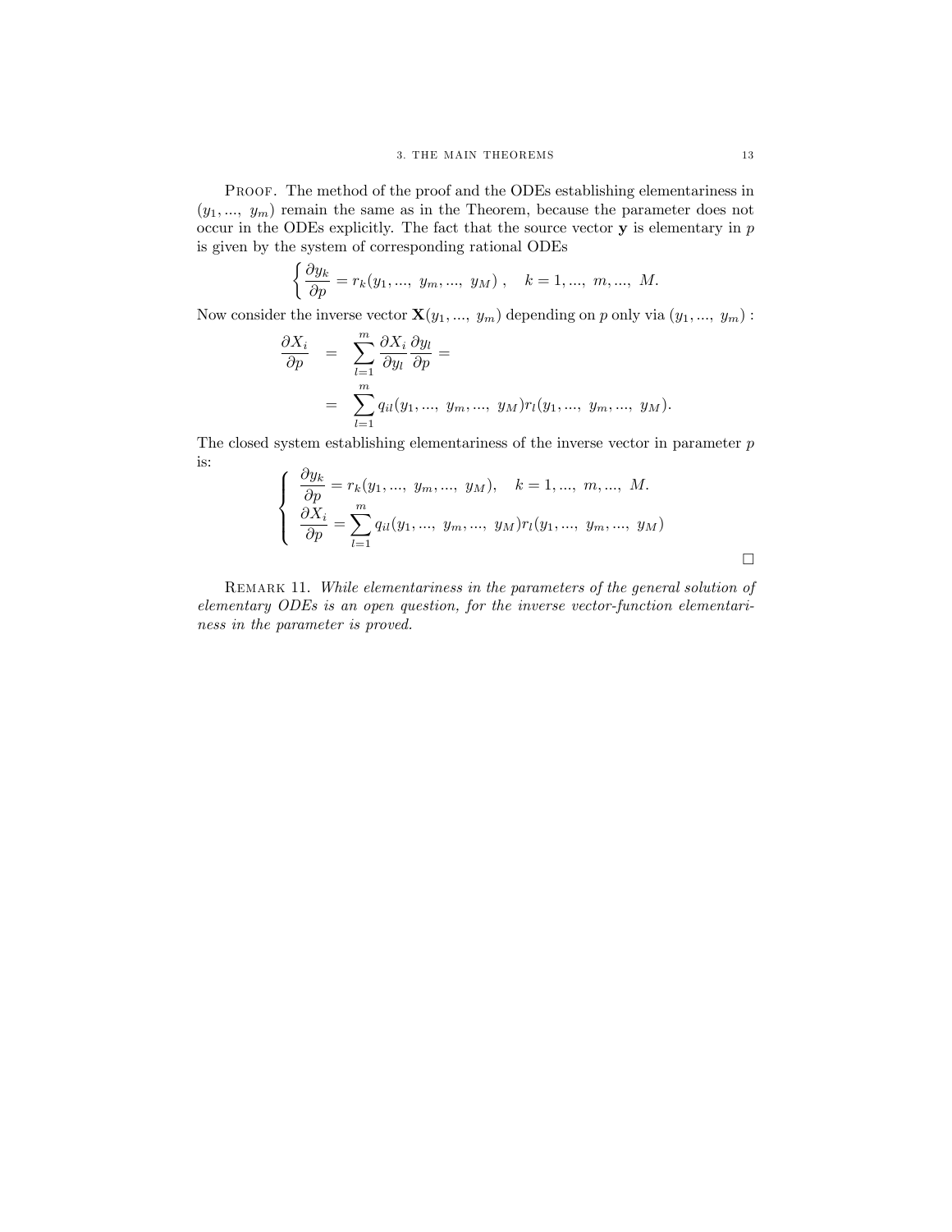PROOF. The method of the proof and the ODEs establishing elementariness in $(y_1, ..., y_m)$ remain the same as in the Theorem, because the parameter does not occur in the ODEs explicitly. The fact that the source vector $\mathbf{y}$ is elementary in $p$ is given by the system of corresponding rational ODEs

$$\left\{ \frac{\partial y_k}{\partial p} = r_k(y_1, ..., y_m, ..., y_M), \quad k = 1, ..., m, ..., M. \right.$$

Now consider the inverse vector $\mathbf{X}(y_1, ..., y_m)$ depending on $p$ only via $(y_1, ..., y_m)$ :

$$\begin{aligned} \frac{\partial X_i}{\partial p} &= \sum_{l=1}^{m} \frac{\partial X_i}{\partial y_l} \frac{\partial y_l}{\partial p} = \\ &= \sum_{l=1}^{m} q_{il}(y_1, ..., y_m, ..., y_M) r_l(y_1, ..., y_m, ..., y_M). \end{aligned}$$

The closed system establishing elementariness of the inverse vector in parameter $p$ is:

$$\left\{ \begin{array}{l} \dfrac{\partial y_k}{\partial p} = r_k(y_1, ..., y_m, ..., y_M), \quad k = 1, ..., m, ..., M. \\ \dfrac{\partial X_i}{\partial p} = \displaystyle\sum_{l=1}^{m} q_{il}(y_1, ..., y_m, ..., y_M) r_l(y_1, ..., y_m, ..., y_M) \end{array} \right.$$

□

REMARK 11. *While elementariness in the parameters of the general solution of elementary ODEs is an open question, for the inverse vector-function elementariness in the parameter is proved.*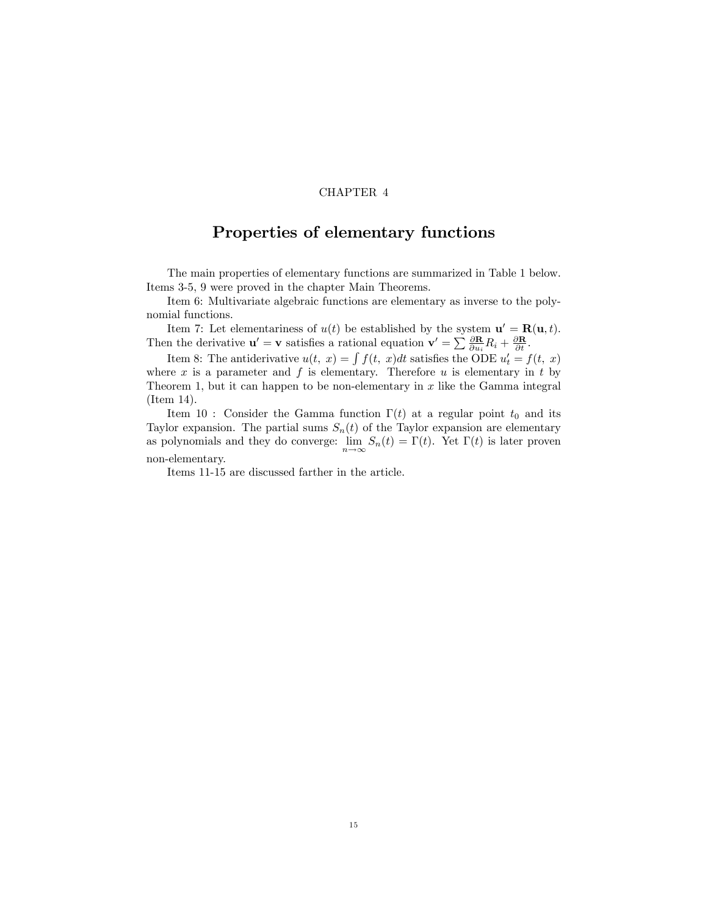CHAPTER 4

# Properties of elementary functions

The main properties of elementary functions are summarized in Table 1 below. Items 3-5, 9 were proved in the chapter Main Theorems.

Item 6: Multivariate algebraic functions are elementary as inverse to the polynomial functions.

Item 7: Let elementariness of $u(t)$ be established by the system $\mathbf{u}' = \mathbf{R}(\mathbf{u}, t)$. Then the derivative $\mathbf{u}' = \mathbf{v}$ satisfies a rational equation $\mathbf{v}' = \sum \frac{\partial \mathbf{R}}{\partial u_i} R_i + \frac{\partial \mathbf{R}}{\partial t}$.

Item 8: The antiderivative $u(t,\ x) = \int f(t,\ x)dt$ satisfies the ODE $u'_t = f(t,\ x)$ where $x$ is a parameter and $f$ is elementary. Therefore $u$ is elementary in $t$ by Theorem 1, but it can happen to be non-elementary in $x$ like the Gamma integral (Item 14).

Item 10 : Consider the Gamma function $\Gamma(t)$ at a regular point $t_0$ and its Taylor expansion. The partial sums $S_n(t)$ of the Taylor expansion are elementary as polynomials and they do converge: $\lim_{n\to\infty} S_n(t) = \Gamma(t)$. Yet $\Gamma(t)$ is later proven non-elementary.

Items 11-15 are discussed farther in the article.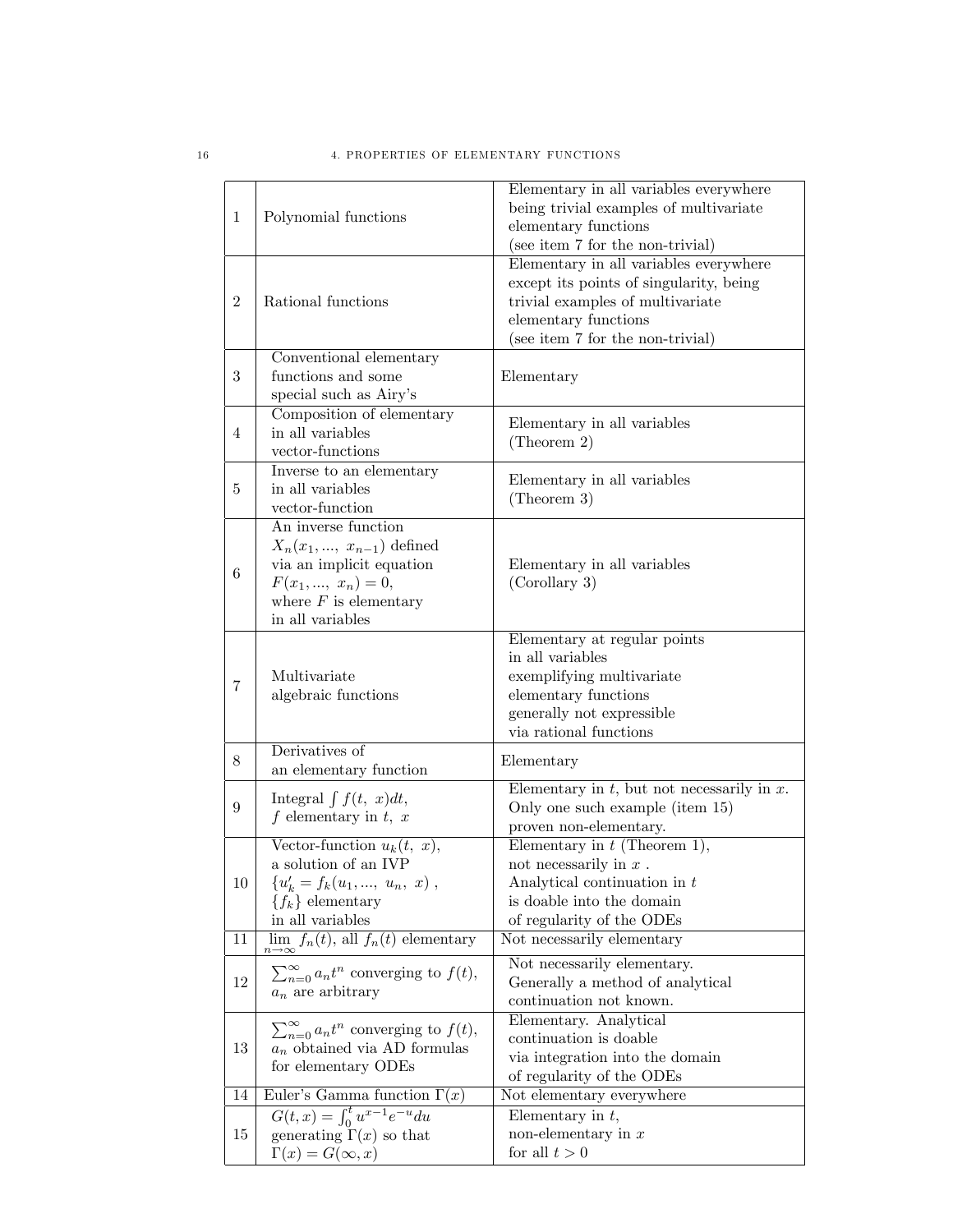| | | |
|---|---|---|
| 1 | Polynomial functions | Elementary in all variables everywhere being trivial examples of multivariate elementary functions (see item 7 for the non-trivial) |
| 2 | Rational functions | Elementary in all variables everywhere except its points of singularity, being trivial examples of multivariate elementary functions (see item 7 for the non-trivial) |
| 3 | Conventional elementary functions and some special such as Airy's | Elementary |
| 4 | Composition of elementary in all variables vector-functions | Elementary in all variables (Theorem 2) |
| 5 | Inverse to an elementary in all variables vector-function | Elementary in all variables (Theorem 3) |
| 6 | An inverse function $X_n(x_1,...,\ x_{n-1})$ defined via an implicit equation $F(x_1,...,\ x_n) = 0$, where $F$ is elementary in all variables | Elementary in all variables (Corollary 3) |
| 7 | Multivariate algebraic functions | Elementary at regular points in all variables exemplifying multivariate elementary functions generally not expressible via rational functions |
| 8 | Derivatives of an elementary function | Elementary |
| 9 | Integral $\int f(t,\ x)dt$, $f$ elementary in $t,\ x$ | Elementary in $t$, but not necessarily in $x$. Only one such example (item 15) proven non-elementary. |
| 10 | Vector-function $u_k(t,\ x)$, a solution of an IVP $\{u_k' = f_k(u_1,...,\ u_n,\ x)$ , $\{f_k\}$ elementary in all variables | Elementary in $t$ (Theorem 1), not necessarily in $x$ . Analytical continuation in $t$ is doable into the domain of regularity of the ODEs |
| 11 | $\lim\limits_{n\to\infty} f_n(t)$, all $f_n(t)$ elementary | Not necessarily elementary |
| 12 | $\sum_{n=0}^{\infty} a_n t^n$ converging to $f(t)$, $a_n$ are arbitrary | Not necessarily elementary. Generally a method of analytical continuation not known. |
| 13 | $\sum_{n=0}^{\infty} a_n t^n$ converging to $f(t)$, $a_n$ obtained via AD formulas for elementary ODEs | Elementary. Analytical continuation is doable via integration into the domain of regularity of the ODEs |
| 14 | Euler's Gamma function $\Gamma(x)$ | Not elementary everywhere |
| 15 | $G(t,x) = \int_0^t u^{x-1}e^{-u}du$ generating $\Gamma(x)$ so that $\Gamma(x) = G(\infty, x)$ | Elementary in $t$, non-elementary in $x$ for all $t > 0$ |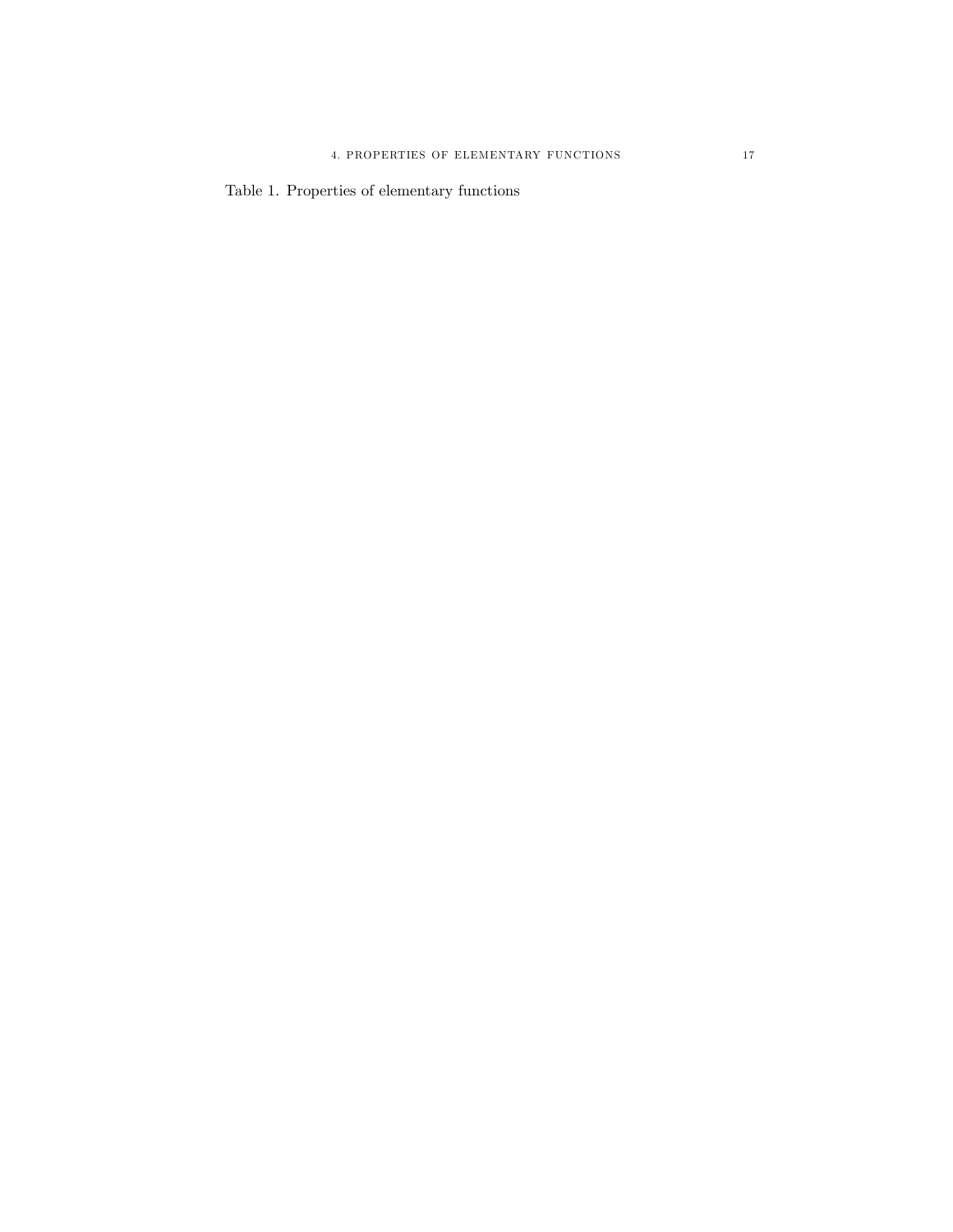Table 1. Properties of elementary functions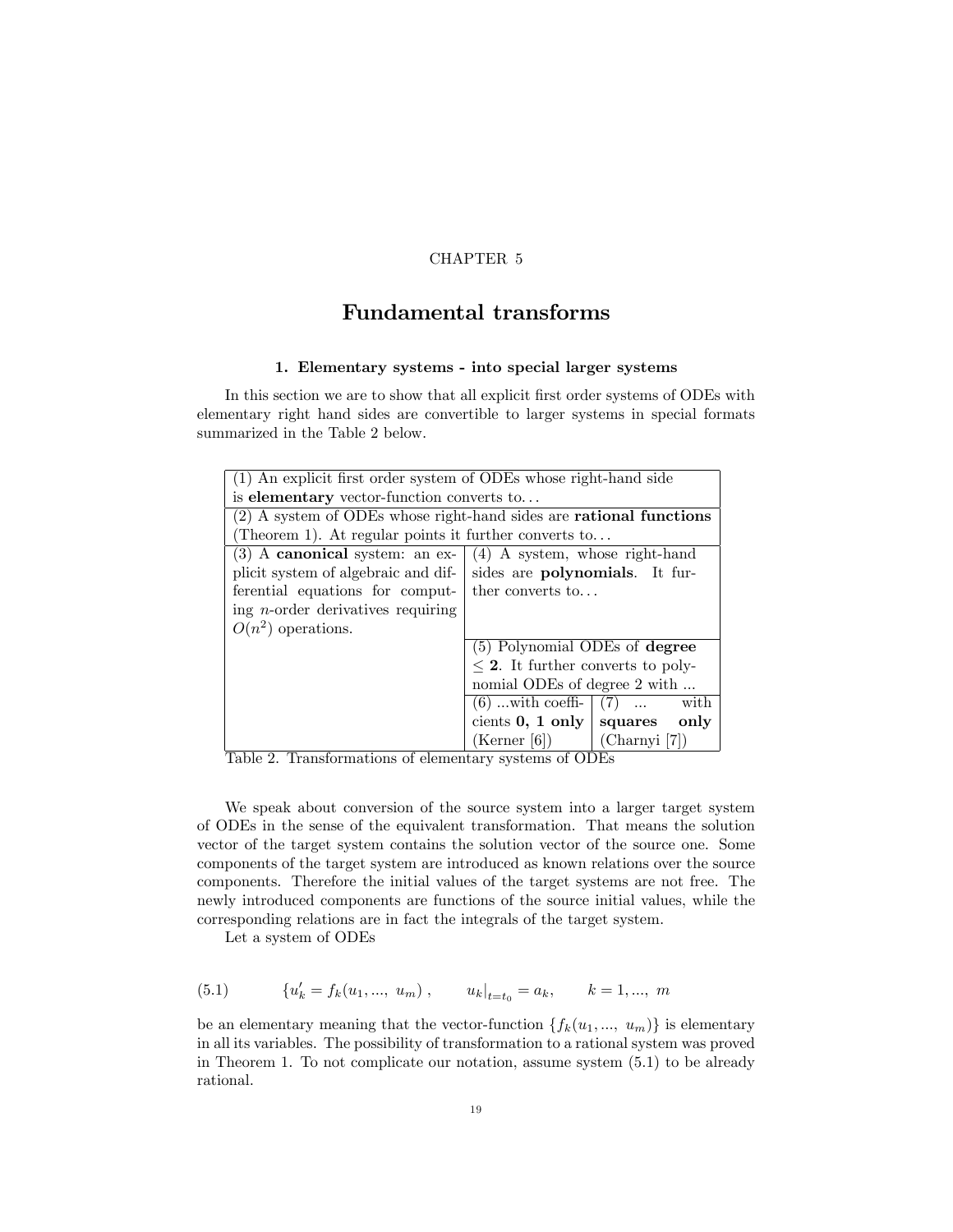# CHAPTER 5

## Fundamental transforms

### 1. Elementary systems - into special larger systems

In this section we are to show that all explicit first order systems of ODEs with elementary right hand sides are convertible to larger systems in special formats summarized in the Table 2 below.

| (1) An explicit first order system of ODEs whose right-hand side is **elementary** vector-function converts to... | | |
|---|---|---|
| (2) A system of ODEs whose right-hand sides are **rational functions** (Theorem 1). At regular points it further converts to... | | |
| (3) A **canonical** system: an explicit system of algebraic and differential equations for computing $n$-order derivatives requiring $O(n^2)$ operations. | (4) A system, whose right-hand sides are **polynomials**. It further converts to... | |
| | (5) Polynomial ODEs of **degree** $\leq$ **2**. It further converts to polynomial ODEs of degree 2 with ... | |
| | (6) ...with coefficients **0, 1 only** (Kerner [6]) | (7) ... with **squares only** (Charnyi [7]) |

Table 2. Transformations of elementary systems of ODEs

We speak about conversion of the source system into a larger target system of ODEs in the sense of the equivalent transformation. That means the solution vector of the target system contains the solution vector of the source one. Some components of the target system are introduced as known relations over the source components. Therefore the initial values of the target systems are not free. The newly introduced components are functions of the source initial values, while the corresponding relations are in fact the integrals of the target system.

Let a system of ODEs

$$\{u_k' = f_k(u_1, ..., \ u_m) \ , \qquad u_k|_{t=t_0} = a_k, \qquad k = 1, ..., \ m \tag{5.1}$$

be an elementary meaning that the vector-function $\{f_k(u_1, ..., \ u_m)\}$ is elementary in all its variables. The possibility of transformation to a rational system was proved in Theorem 1. To not complicate our notation, assume system (5.1) to be already rational.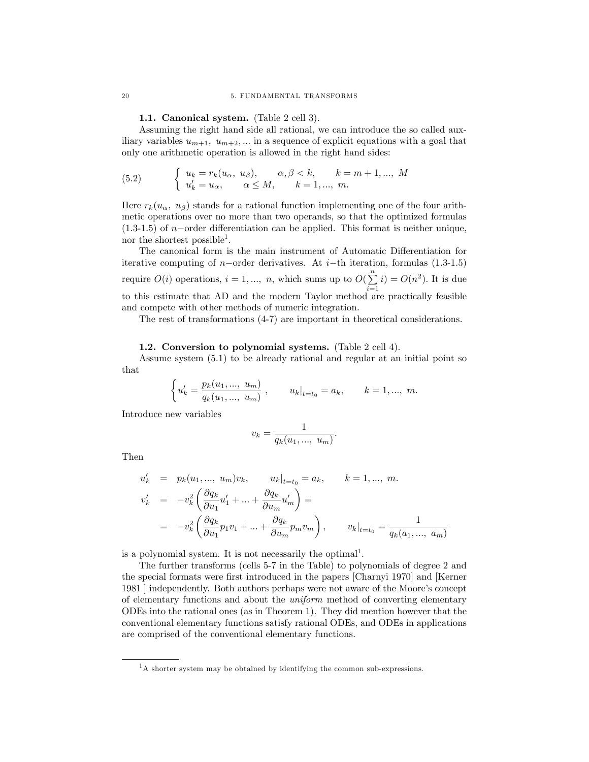### 1.1. Canonical system.

(Table 2 cell 3).

Assuming the right hand side all rational, we can introduce the so called auxiliary variables $u_{m+1},\ u_{m+2}, ...$ in a sequence of explicit equations with a goal that only one arithmetic operation is allowed in the right hand sides:

$$
\left\{ \begin{array}{ll} u_k = r_k(u_\alpha,\ u_\beta), \qquad \alpha, \beta < k, \qquad k = m+1, ...,\ M \\ u'_k = u_\alpha, \qquad \alpha \le M, \qquad k = 1, ...,\ m. \end{array} \right. \tag{5.2}
$$

Here $r_k(u_\alpha,\ u_\beta)$ stands for a rational function implementing one of the four arithmetic operations over no more than two operands, so that the optimized formulas (1.3-1.5) of $n-$order differentiation can be applied. This format is neither unique, nor the shortest possible[1].

The canonical form is the main instrument of Automatic Differentiation for iterative computing of $n-$order derivatives. At $i-$th iteration, formulas (1.3-1.5) require $O(i)$ operations, $i = 1, ...,\ n$, which sums up to $O(\sum_{i=1}^{n} i) = O(n^2)$. It is due to this estimate that AD and the modern Taylor method are practically feasible and compete with other methods of numeric integration.

The rest of transformations (4-7) are important in theoretical considerations.

### 1.2. Conversion to polynomial systems.

(Table 2 cell 4).

Assume system (5.1) to be already rational and regular at an initial point so that

$$
\left\{ u'_k = \frac{p_k(u_1, ...,\ u_m)}{q_k(u_1, ...,\ u_m)}\ , \qquad u_k|_{t=t_0} = a_k, \qquad k = 1, ...,\ m. \right.
$$

Introduce new variables

$$
v_k = \frac{1}{q_k(u_1, ...,\ u_m)}.
$$

Then

$$
\begin{aligned}
u'_k &= p_k(u_1, ...,\ u_m)v_k, \qquad u_k|_{t=t_0} = a_k, \qquad k = 1, ...,\ m. \\
v'_k &= -v_k^2 \left( \frac{\partial q_k}{\partial u_1} u'_1 + ... + \frac{\partial q_k}{\partial u_m} u'_m \right) = \\
&= -v_k^2 \left( \frac{\partial q_k}{\partial u_1} p_1 v_1 + ... + \frac{\partial q_k}{\partial u_m} p_m v_m \right), \qquad v_k|_{t=t_0} = \frac{1}{q_k(a_1, ...,\ a_m)}
\end{aligned}
$$

is a polynomial system. It is not necessarily the optimal[1].

The further transforms (cells 5-7 in the Table) to polynomials of degree 2 and the special formats were first introduced in the papers [Charnyi 1970] and [Kerner 1981 ] independently. Both authors perhaps were not aware of the Moore's concept of elementary functions and about the *uniform* method of converting elementary ODEs into the rational ones (as in Theorem 1). They did mention however that the conventional elementary functions satisfy rational ODEs, and ODEs in applications are comprised of the conventional elementary functions.

---

[1] A shorter system may be obtained by identifying the common sub-expressions.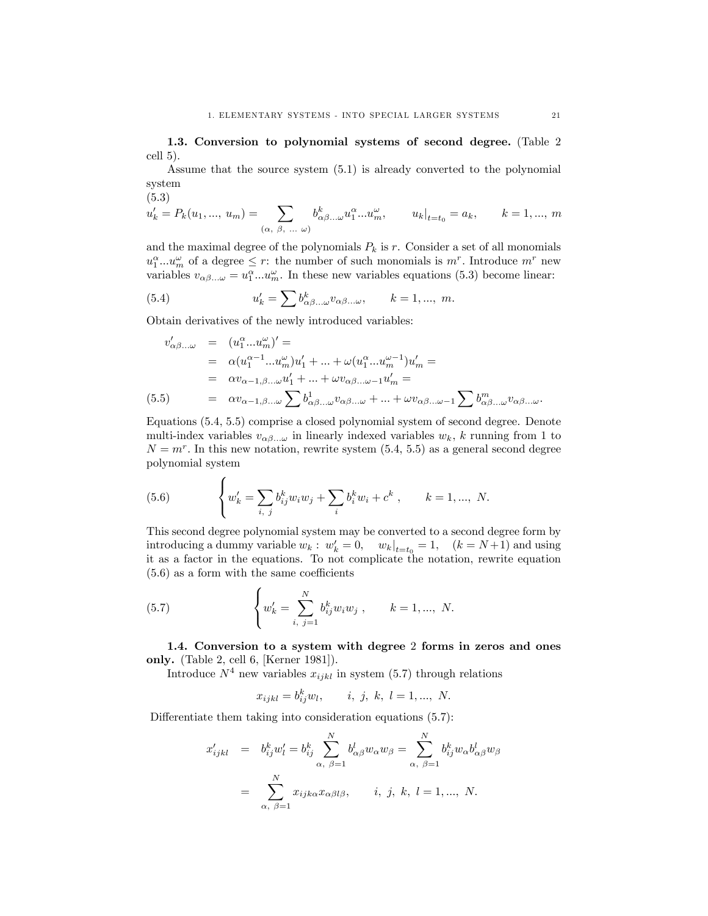**1.3. Conversion to polynomial systems of second degree.** (Table 2 cell 5).

Assume that the source system (5.1) is already converted to the polynomial system

(5.3)

$$u'_k = P_k(u_1, ..., u_m) = \sum_{(\alpha,\ \beta,\ ...\ \omega)} b^k_{\alpha\beta...\omega} u_1^\alpha ... u_m^\omega, \qquad u_k|_{t=t_0} = a_k, \qquad k = 1, ..., m$$

and the maximal degree of the polynomials $P_k$ is $r$. Consider a set of all monomials $u_1^\alpha ... u_m^\omega$ of a degree $\leq r$: the number of such monomials is $m^r$. Introduce $m^r$ new variables $v_{\alpha\beta...\omega} = u_1^\alpha ... u_m^\omega$. In these new variables equations (5.3) become linear:

$$u'_k = \sum b^k_{\alpha\beta...\omega} v_{\alpha\beta...\omega}, \qquad k = 1, ..., m. \tag{5.4}$$

Obtain derivatives of the newly introduced variables:

$$\begin{aligned}
v'_{\alpha\beta...\omega} &= (u_1^\alpha ... u_m^\omega)' = \\
&= \alpha(u_1^{\alpha-1} ... u_m^\omega) u'_1 + ... + \omega(u_1^\alpha ... u_m^{\omega-1}) u'_m = \\
&= \alpha v_{\alpha-1,\beta...\omega} u'_1 + ... + \omega v_{\alpha\beta...\omega-1} u'_m = \\
&= \alpha v_{\alpha-1,\beta...\omega} \sum b^1_{\alpha\beta...\omega} v_{\alpha\beta...\omega} + ... + \omega v_{\alpha\beta...\omega-1} \sum b^m_{\alpha\beta...\omega} v_{\alpha\beta...\omega}.
\end{aligned} \tag{5.5}$$

Equations (5.4, 5.5) comprise a closed polynomial system of second degree. Denote multi-index variables $v_{\alpha\beta...\omega}$ in linearly indexed variables $w_k$, $k$ running from 1 to $N = m^r$. In this new notation, rewrite system (5.4, 5.5) as a general second degree polynomial system

$$\left\{ w'_k = \sum_{i,\ j} b^k_{ij} w_i w_j + \sum_i b^k_i w_i + c^k \right., \qquad k = 1, ..., N. \tag{5.6}$$

This second degree polynomial system may be converted to a second degree form by introducing a dummy variable $w_k :\ w'_k = 0, \quad w_k|_{t=t_0} = 1, \quad (k = N+1)$ and using it as a factor in the equations. To not complicate the notation, rewrite equation (5.6) as a form with the same coefficients

$$\left\{ w'_k = \sum_{i,\ j=1}^{N} b^k_{ij} w_i w_j \right., \qquad k = 1, ..., N. \tag{5.7}$$

**1.4. Conversion to a system with degree 2 forms in zeros and ones only.** (Table 2, cell 6, [Kerner 1981]).

Introduce $N^4$ new variables $x_{ijkl}$ in system (5.7) through relations

$$x_{ijkl} = b^k_{ij} w_l, \qquad i,\ j,\ k,\ l = 1, ..., N.$$

Differentiate them taking into consideration equations (5.7):

$$\begin{aligned}
x'_{ijkl} &= b^k_{ij} w'_l = b^k_{ij} \sum_{\alpha,\ \beta=1}^{N} b^l_{\alpha\beta} w_\alpha w_\beta = \sum_{\alpha,\ \beta=1}^{N} b^k_{ij} w_\alpha b^l_{\alpha\beta} w_\beta \\
&= \sum_{\alpha,\ \beta=1}^{N} x_{ijk\alpha} x_{\alpha\beta l\beta}, \qquad i,\ j,\ k,\ l = 1, ..., N.
\end{aligned}$$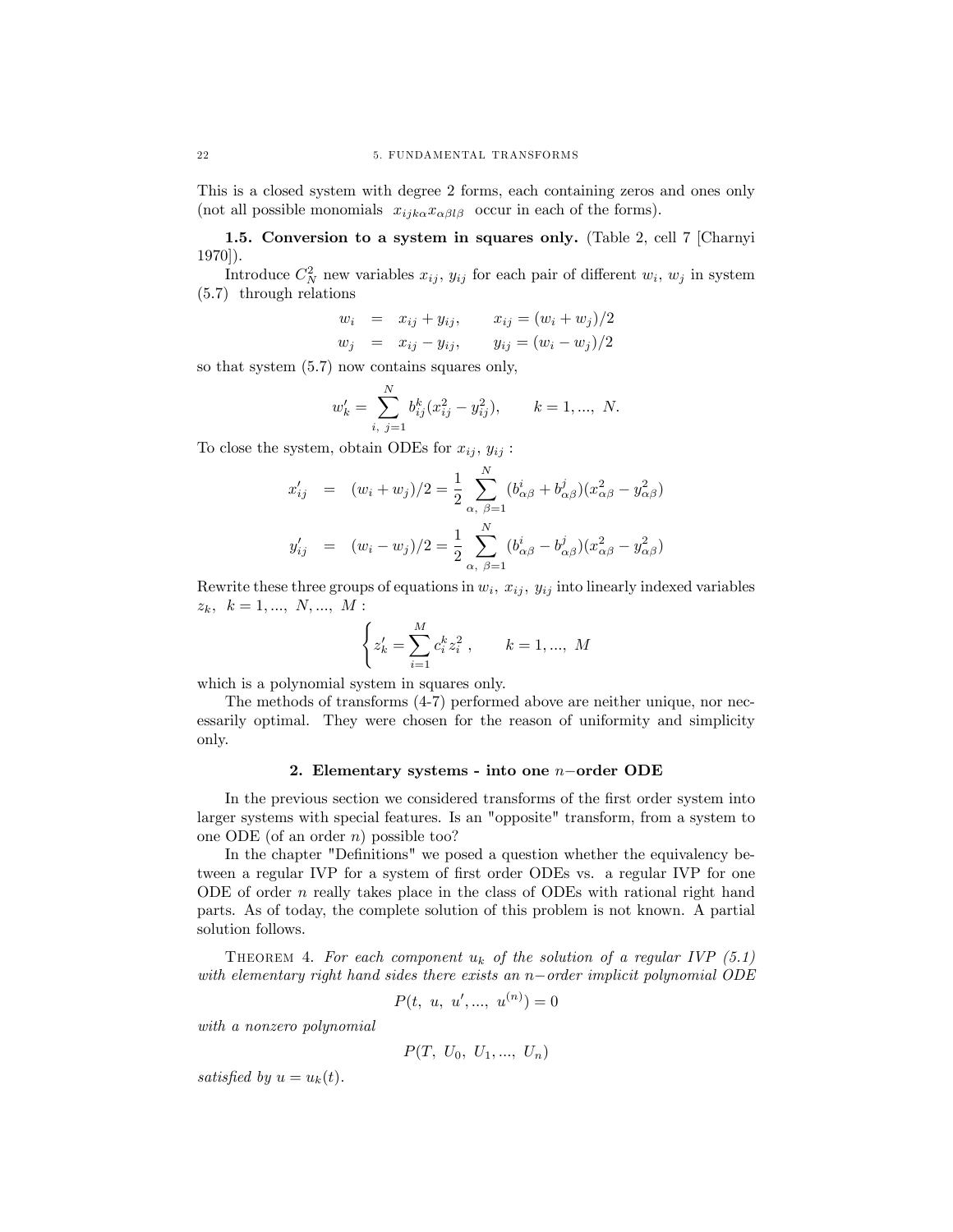This is a closed system with degree 2 forms, each containing zeros and ones only (not all possible monomials $x_{ijk\alpha}x_{\alpha\beta l\beta}$ occur in each of the forms).

**1.5. Conversion to a system in squares only.** (Table 2, cell 7 [Charnyi 1970]).

Introduce $C_N^2$ new variables $x_{ij}$, $y_{ij}$ for each pair of different $w_i$, $w_j$ in system (5.7) through relations

$$
\begin{aligned}
w_i &= x_{ij} + y_{ij}, \qquad x_{ij} = (w_i + w_j)/2 \\
w_j &= x_{ij} - y_{ij}, \qquad y_{ij} = (w_i - w_j)/2
\end{aligned}
$$

so that system (5.7) now contains squares only,

$$
w_k' = \sum_{i,\ j=1}^{N} b_{ij}^k (x_{ij}^2 - y_{ij}^2), \qquad k = 1, ...,\ N.
$$

To close the system, obtain ODEs for $x_{ij}$, $y_{ij}$ :

$$
\begin{aligned}
x_{ij}' &= (w_i + w_j)/2 = \frac{1}{2} \sum_{\alpha,\ \beta=1}^{N} (b_{\alpha\beta}^i + b_{\alpha\beta}^j)(x_{\alpha\beta}^2 - y_{\alpha\beta}^2) \\
y_{ij}' &= (w_i - w_j)/2 = \frac{1}{2} \sum_{\alpha,\ \beta=1}^{N} (b_{\alpha\beta}^i - b_{\alpha\beta}^j)(x_{\alpha\beta}^2 - y_{\alpha\beta}^2)
\end{aligned}
$$

Rewrite these three groups of equations in $w_i,\ x_{ij},\ y_{ij}$ into linearly indexed variables $z_k,\ \ k = 1, ...,\ N, ...,\ M$ :

$$
\left\{ z_k' = \sum_{i=1}^{M} c_i^k z_i^2 \ , \qquad k = 1, ...,\ M \right.
$$

which is a polynomial system in squares only.

The methods of transforms (4-7) performed above are neither unique, nor necessarily optimal. They were chosen for the reason of uniformity and simplicity only.

## 2. Elementary systems - into one $n-$order ODE

In the previous section we considered transforms of the first order system into larger systems with special features. Is an "opposite" transform, from a system to one ODE (of an order $n$) possible too?

In the chapter "Definitions" we posed a question whether the equivalency between a regular IVP for a system of first order ODEs vs. a regular IVP for one ODE of order $n$ really takes place in the class of ODEs with rational right hand parts. As of today, the complete solution of this problem is not known. A partial solution follows.

Theorem 4. *For each component $u_k$ of the solution of a regular IVP (5.1) with elementary right hand sides there exists an $n-$order implicit polynomial ODE*

$$
P(t,\ u,\ u', ...,\ u^{(n)}) = 0
$$

*with a nonzero polynomial*

$$
P(T,\ U_0,\ U_1, ...,\ U_n)
$$

*satisfied by $u = u_k(t)$.*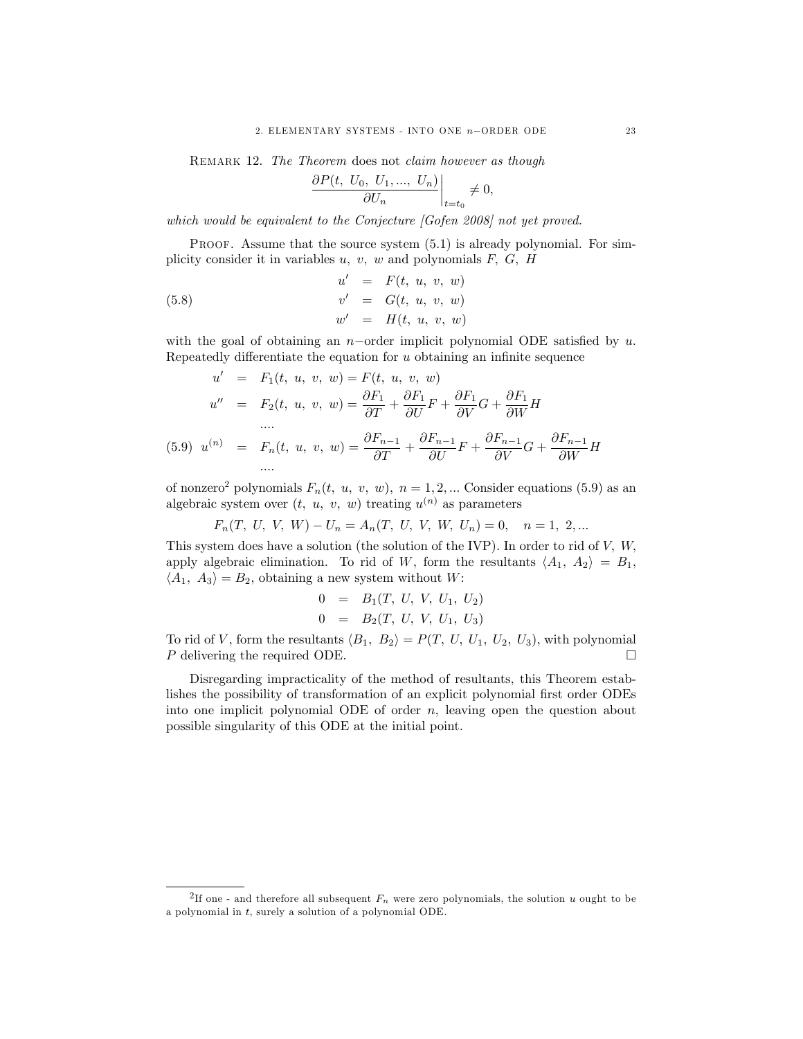Remark 12. *The Theorem* does not *claim however as though*

$$\left.\frac{\partial P(t,\ U_0,\ U_1, ...,\ U_n)}{\partial U_n}\right|_{t=t_0} \neq 0,$$

*which would be equivalent to the Conjecture [Gofen 2008] not yet proved.*

Proof. Assume that the source system (5.1) is already polynomial. For simplicity consider it in variables $u,\ v,\ w$ and polynomials $F,\ G,\ H$

$$\begin{aligned} u' &= F(t,\ u,\ v,\ w) \\ v' &= G(t,\ u,\ v,\ w) \\ w' &= H(t,\ u,\ v,\ w) \end{aligned} \tag{5.8}$$

with the goal of obtaining an $n-$order implicit polynomial ODE satisfied by $u$. Repeatedly differentiate the equation for $u$ obtaining an infinite sequence

$$\begin{aligned} u' &= F_1(t,\ u,\ v,\ w) = F(t,\ u,\ v,\ w) \\ u'' &= F_2(t,\ u,\ v,\ w) = \frac{\partial F_1}{\partial T} + \frac{\partial F_1}{\partial U}F + \frac{\partial F_1}{\partial V}G + \frac{\partial F_1}{\partial W}H \\ &.... \\ u^{(n)} &= F_n(t,\ u,\ v,\ w) = \frac{\partial F_{n-1}}{\partial T} + \frac{\partial F_{n-1}}{\partial U}F + \frac{\partial F_{n-1}}{\partial V}G + \frac{\partial F_{n-1}}{\partial W}H \\ &.... \end{aligned} \tag{5.9}$$

of nonzero[2] polynomials $F_n(t,\ u,\ v,\ w),\ n = 1, 2, ...$ Consider equations (5.9) as an algebraic system over $(t,\ u,\ v,\ w)$ treating $u^{(n)}$ as parameters

$$F_n(T,\ U,\ V,\ W) - U_n = A_n(T,\ U,\ V,\ W,\ U_n) = 0, \quad n = 1,\ 2, ...$$

This system does have a solution (the solution of the IVP). In order to rid of $V,\ W$, apply algebraic elimination. To rid of $W$, form the resultants $\langle A_1,\ A_2\rangle = B_1$, $\langle A_1,\ A_3\rangle = B_2$, obtaining a new system without $W$:

$$\begin{aligned} 0 &= B_1(T,\ U,\ V,\ U_1,\ U_2) \\ 0 &= B_2(T,\ U,\ V,\ U_1,\ U_3) \end{aligned}$$

To rid of $V$, form the resultants $\langle B_1,\ B_2\rangle = P(T,\ U,\ U_1,\ U_2,\ U_3)$, with polynomial $P$ delivering the required ODE. □

Disregarding impracticality of the method of resultants, this Theorem establishes the possibility of transformation of an explicit polynomial first order ODEs into one implicit polynomial ODE of order $n$, leaving open the question about possible singularity of this ODE at the initial point.

---

[2] If one - and therefore all subsequent $F_n$ were zero polynomials, the solution $u$ ought to be a polynomial in $t$, surely a solution of a polynomial ODE.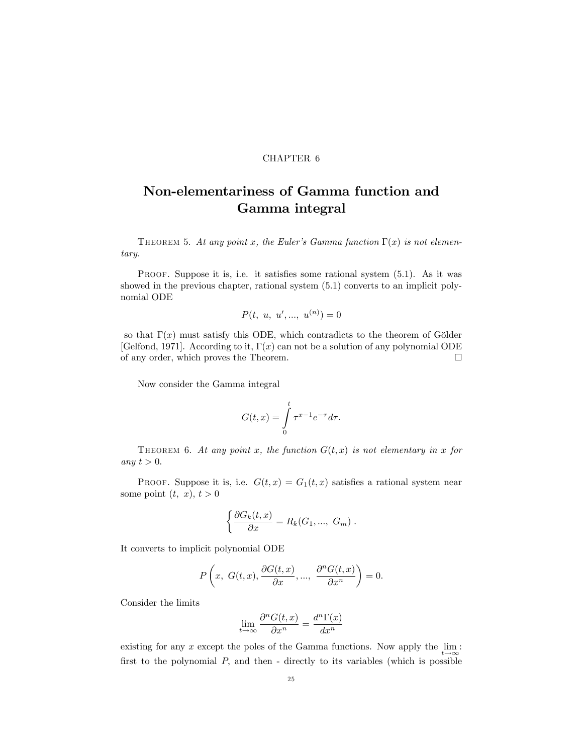CHAPTER 6

# Non-elementariness of Gamma function and Gamma integral

THEOREM 5. *At any point $x$, the Euler's Gamma function $\Gamma(x)$ is not elementary.*

PROOF. Suppose it is, i.e. it satisfies some rational system (5.1). As it was showed in the previous chapter, rational system (5.1) converts to an implicit polynomial ODE

$$P(t,\ u,\ u',...,\ u^{(n)}) = 0$$

so that $\Gamma(x)$ must satisfy this ODE, which contradicts to the theorem of Gölder [Gelfond, 1971]. According to it, $\Gamma(x)$ can not be a solution of any polynomial ODE of any order, which proves the Theorem. □

Now consider the Gamma integral

$$G(t,x) = \int_0^t \tau^{x-1} e^{-\tau} d\tau.$$

THEOREM 6. *At any point $x$, the function $G(t,x)$ is not elementary in $x$ for any $t > 0$.*

PROOF. Suppose it is, i.e. $G(t,x) = G_1(t,x)$ satisfies a rational system near some point $(t,\ x)$, $t > 0$

$$\left\{ \frac{\partial G_k(t,x)}{\partial x} = R_k(G_1, ...,\ G_m) \right. .$$

It converts to implicit polynomial ODE

$$P\left(x,\ G(t,x), \frac{\partial G(t,x)}{\partial x}, ...,\ \frac{\partial^n G(t,x)}{\partial x^n}\right) = 0.$$

Consider the limits

$$\lim_{t\to\infty} \frac{\partial^n G(t,x)}{\partial x^n} = \frac{d^n \Gamma(x)}{dx^n}$$

existing for any $x$ except the poles of the Gamma functions. Now apply the $\lim\limits_{t\to\infty}$: first to the polynomial $P$, and then - directly to its variables (which is possible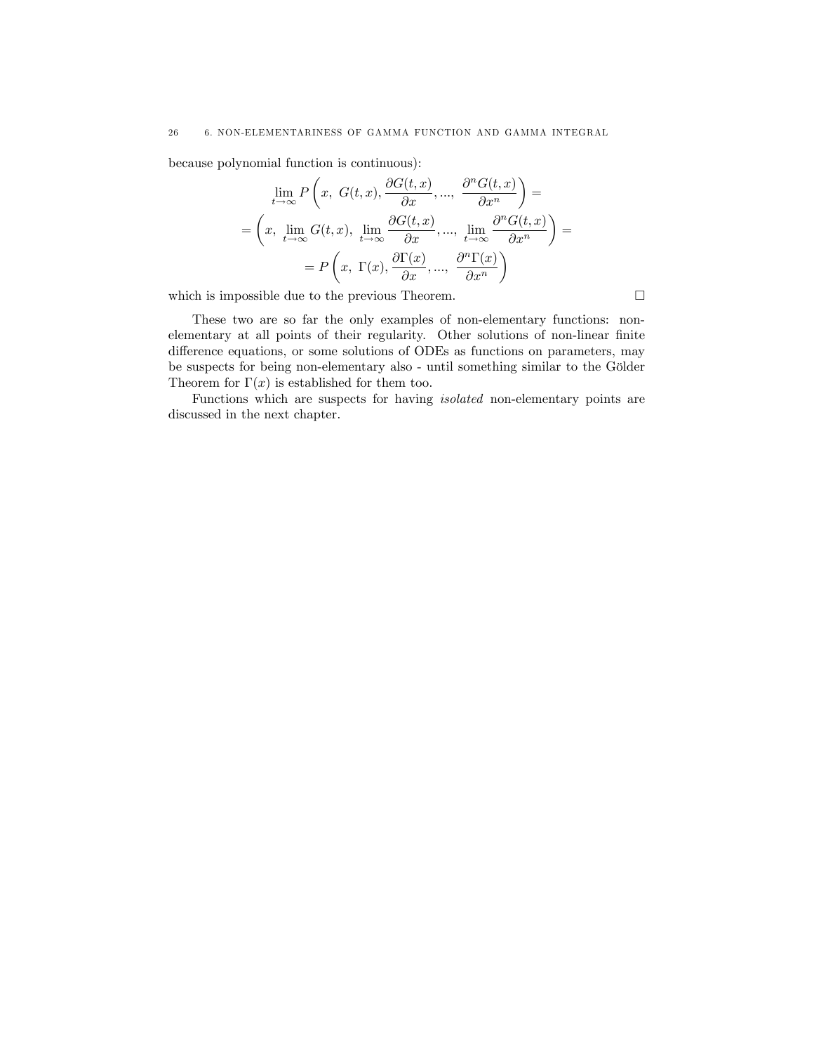because polynomial function is continuous):

$$
\begin{gathered}
\lim_{t\to\infty} P\left(x,\ G(t,x), \frac{\partial G(t,x)}{\partial x}, ...,\ \frac{\partial^n G(t,x)}{\partial x^n}\right) = \\
= \left(x,\ \lim_{t\to\infty} G(t,x),\ \lim_{t\to\infty} \frac{\partial G(t,x)}{\partial x}, ...,\ \lim_{t\to\infty} \frac{\partial^n G(t,x)}{\partial x^n}\right) = \\
= P\left(x,\ \Gamma(x), \frac{\partial \Gamma(x)}{\partial x}, ...,\ \frac{\partial^n \Gamma(x)}{\partial x^n}\right)
\end{gathered}
$$

which is impossible due to the previous Theorem. □

These two are so far the only examples of non-elementary functions: non-elementary at all points of their regularity. Other solutions of non-linear finite difference equations, or some solutions of ODEs as functions on parameters, may be suspects for being non-elementary also - until something similar to the Gölder Theorem for $\Gamma(x)$ is established for them too.

Functions which are suspects for having *isolated* non-elementary points are discussed in the next chapter.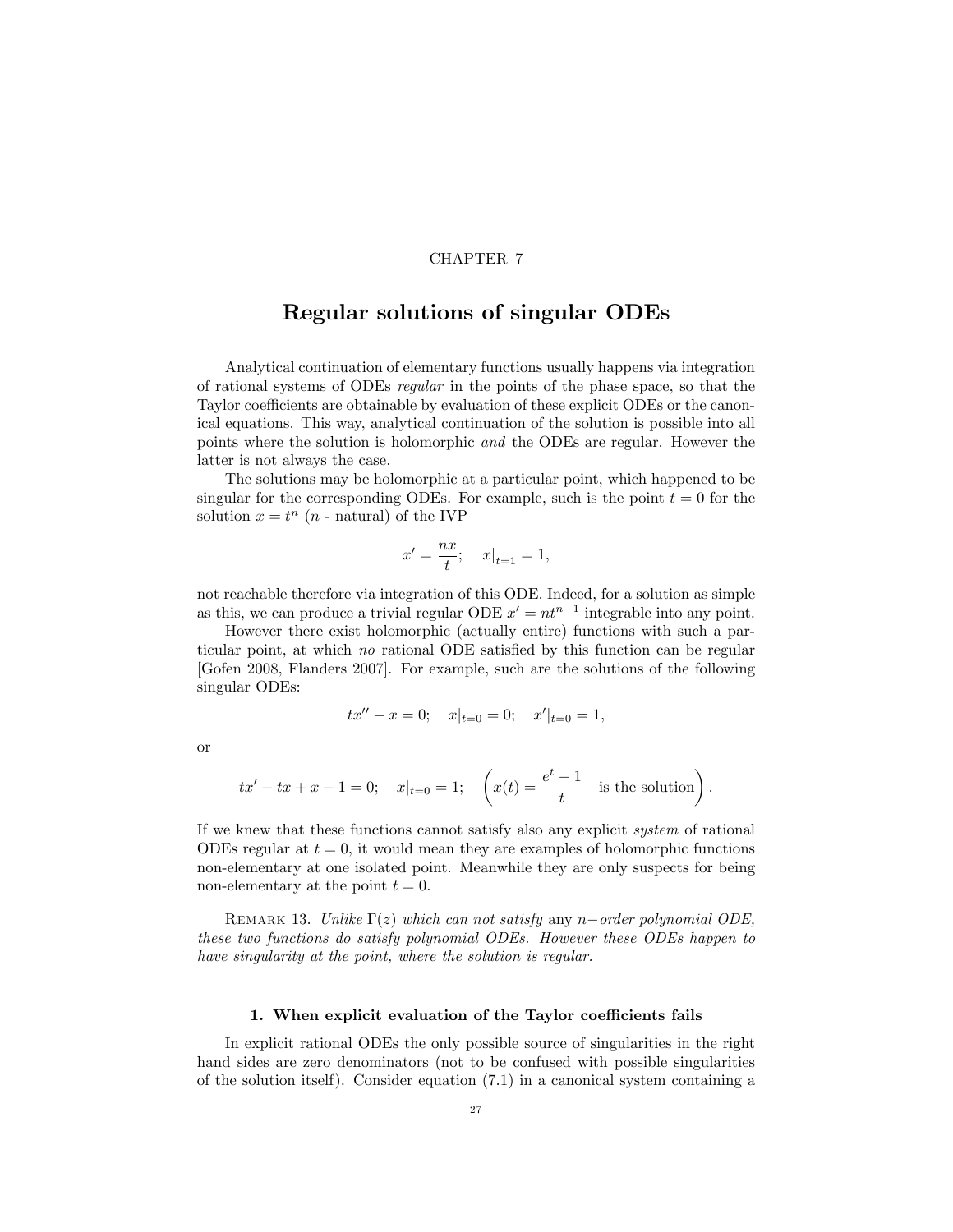CHAPTER 7

# Regular solutions of singular ODEs

Analytical continuation of elementary functions usually happens via integration of rational systems of ODEs *regular* in the points of the phase space, so that the Taylor coefficients are obtainable by evaluation of these explicit ODEs or the canonical equations. This way, analytical continuation of the solution is possible into all points where the solution is holomorphic *and* the ODEs are regular. However the latter is not always the case.

The solutions may be holomorphic at a particular point, which happened to be singular for the corresponding ODEs. For example, such is the point $t = 0$ for the solution $x = t^n$ ($n$ - natural) of the IVP

$$x' = \frac{nx}{t}; \quad x|_{t=1} = 1,$$

not reachable therefore via integration of this ODE. Indeed, for a solution as simple as this, we can produce a trivial regular ODE $x' = nt^{n-1}$ integrable into any point.

However there exist holomorphic (actually entire) functions with such a particular point, at which *no* rational ODE satisfied by this function can be regular [Gofen 2008, Flanders 2007]. For example, such are the solutions of the following singular ODEs:

$$tx'' - x = 0; \quad x|_{t=0} = 0; \quad x'|_{t=0} = 1,$$

or

$$tx' - tx + x - 1 = 0; \quad x|_{t=0} = 1; \quad \left( x(t) = \frac{e^t - 1}{t} \quad \text{is the solution} \right).$$

If we knew that these functions cannot satisfy also any explicit *system* of rational ODEs regular at $t = 0$, it would mean they are examples of holomorphic functions non-elementary at one isolated point. Meanwhile they are only suspects for being non-elementary at the point $t = 0$.

Remark 13. *Unlike $\Gamma(z)$ which can not satisfy* any *$n-$order polynomial ODE, these two functions do satisfy polynomial ODEs. However these ODEs happen to have singularity at the point, where the solution is regular.*

### 1. When explicit evaluation of the Taylor coefficients fails

In explicit rational ODEs the only possible source of singularities in the right hand sides are zero denominators (not to be confused with possible singularities of the solution itself). Consider equation (7.1) in a canonical system containing a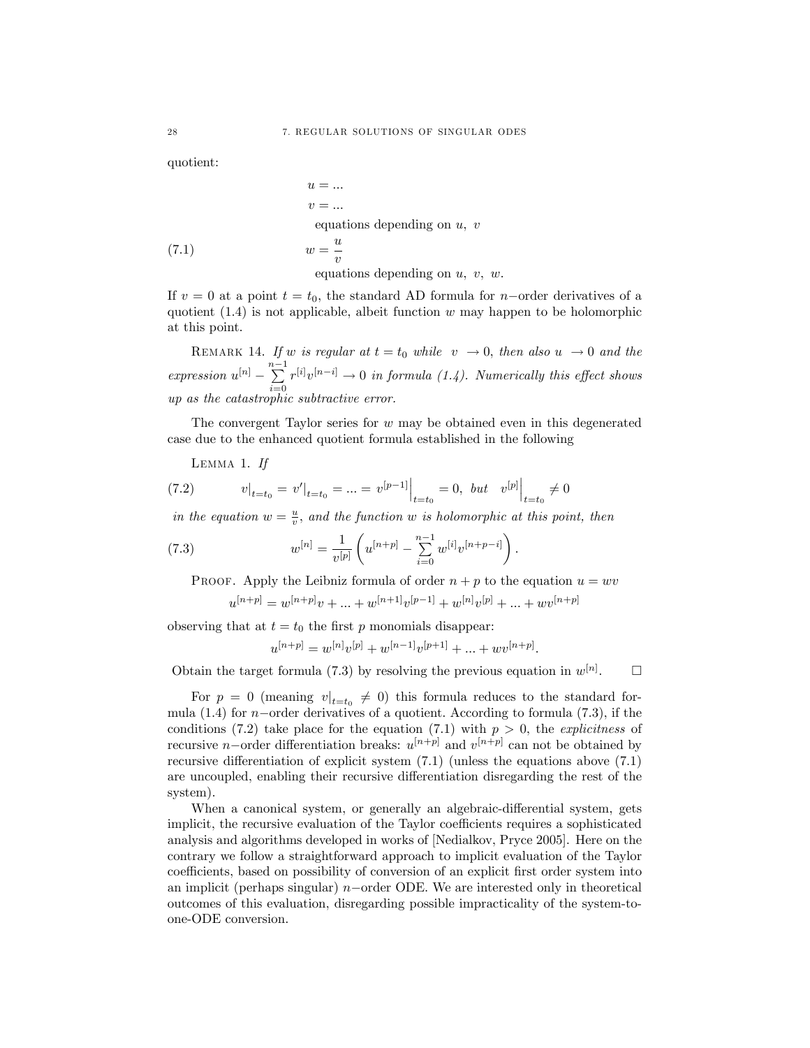quotient:

$$
\begin{aligned}
&u = ...\\
&v = ...\\
&\quad \text{equations depending on } u,\ v\\
&w = \frac{u}{v} \qquad\qquad (7.1)\\
&\quad \text{equations depending on } u,\ v,\ w.
\end{aligned}
$$

If $v = 0$ at a point $t = t_0$, the standard AD formula for $n-$order derivatives of a quotient (1.4) is not applicable, albeit function $w$ may happen to be holomorphic at this point.

REMARK 14. *If $w$ is regular at $t = t_0$ while $v \to 0$, then also $u \to 0$ and the expression $u^{[n]} - \sum_{i=0}^{n-1} r^{[i]} v^{[n-i]} \to 0$ in formula (1.4). Numerically this effect shows up as the catastrophic subtractive error.*

The convergent Taylor series for $w$ may be obtained even in this degenerated case due to the enhanced quotient formula established in the following

LEMMA 1. *If*

$$
v|_{t=t_0} = v'|_{t=t_0} = ... = v^{[p-1]}\Big|_{t=t_0} = 0, \ \textit{but} \quad v^{[p]}\Big|_{t=t_0} \neq 0 \qquad (7.2)
$$

*in the equation $w = \frac{u}{v}$, and the function $w$ is holomorphic at this point, then*

$$
w^{[n]} = \frac{1}{v^{[p]}}\left(u^{[n+p]} - \sum_{i=0}^{n-1} w^{[i]} v^{[n+p-i]}\right). \qquad (7.3)
$$

PROOF. Apply the Leibniz formula of order $n + p$ to the equation $u = wv$

$$
u^{[n+p]} = w^{[n+p]}v + ... + w^{[n+1]}v^{[p-1]} + w^{[n]}v^{[p]} + ... + wv^{[n+p]}
$$

observing that at $t = t_0$ the first $p$ monomials disappear:

$$
u^{[n+p]} = w^{[n]}v^{[p]} + w^{[n-1]}v^{[p+1]} + ... + wv^{[n+p]}.
$$

Obtain the target formula (7.3) by resolving the previous equation in $w^{[n]}$. □

For $p = 0$ (meaning $v|_{t=t_0} \neq 0$) this formula reduces to the standard formula (1.4) for $n-$order derivatives of a quotient. According to formula (7.3), if the conditions (7.2) take place for the equation (7.1) with $p > 0$, the *explicitness* of recursive $n-$order differentiation breaks: $u^{[n+p]}$ and $v^{[n+p]}$ can not be obtained by recursive differentiation of explicit system (7.1) (unless the equations above (7.1) are uncoupled, enabling their recursive differentiation disregarding the rest of the system).

When a canonical system, or generally an algebraic-differential system, gets implicit, the recursive evaluation of the Taylor coefficients requires a sophisticated analysis and algorithms developed in works of [Nedialkov, Pryce 2005]. Here on the contrary we follow a straightforward approach to implicit evaluation of the Taylor coefficients, based on possibility of conversion of an explicit first order system into an implicit (perhaps singular) $n-$order ODE. We are interested only in theoretical outcomes of this evaluation, disregarding possible impracticality of the system-to-one-ODE conversion.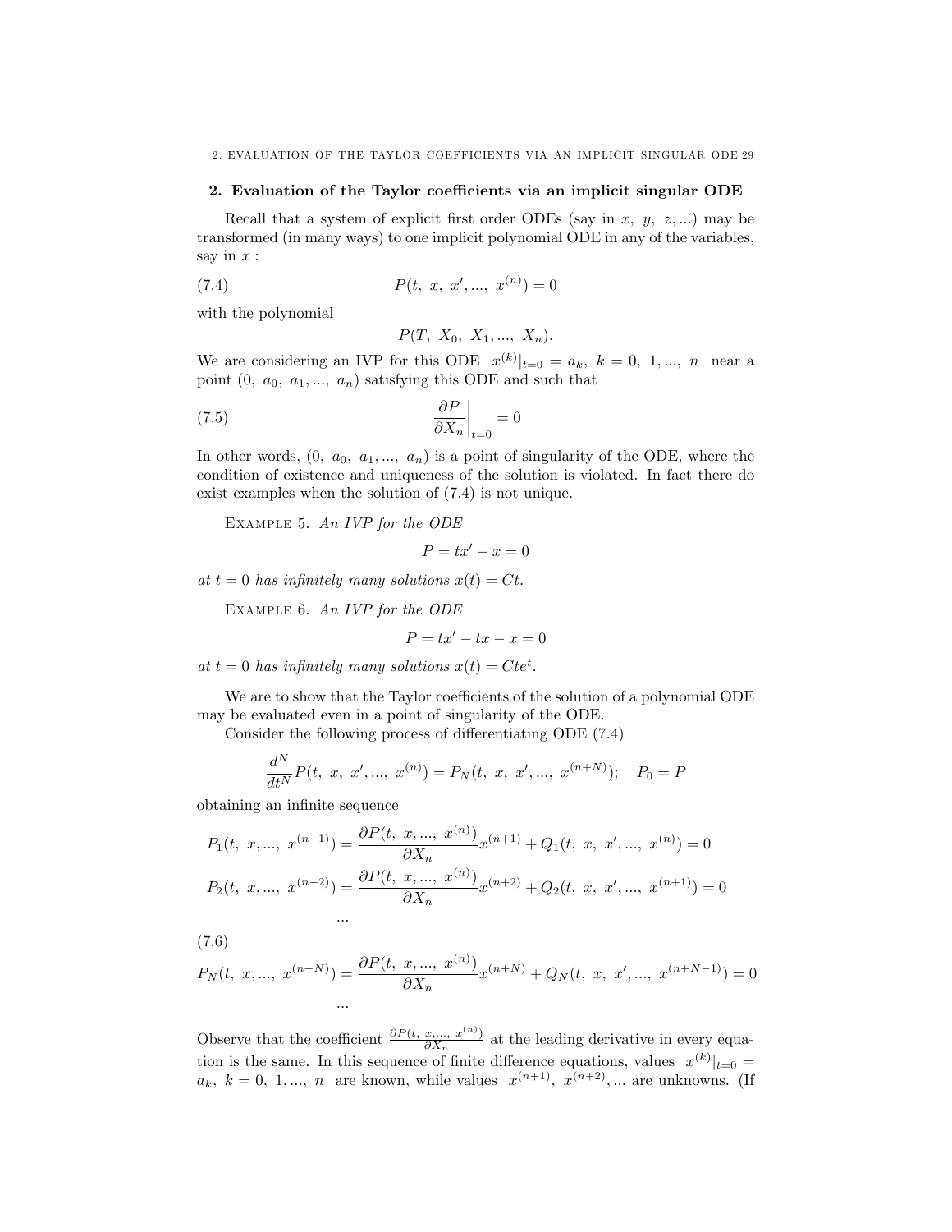## 2. Evaluation of the Taylor coefficients via an implicit singular ODE

Recall that a system of explicit first order ODEs (say in $x,\ y,\ z, \ldots$) may be transformed (in many ways) to one implicit polynomial ODE in any of the variables, say in $x$ :

$$P(t,\ x,\ x', \ldots,\ x^{(n)}) = 0 \tag{7.4}$$

with the polynomial

$$P(T,\ X_0,\ X_1, \ldots,\ X_n).$$

We are considering an IVP for this ODE $x^{(k)}|_{t=0} = a_k,\ k = 0,\ 1, \ldots,\ n$ near a point $(0,\ a_0,\ a_1, \ldots,\ a_n)$ satisfying this ODE and such that

$$\left.\frac{\partial P}{\partial X_n}\right|_{t=0} = 0 \tag{7.5}$$

In other words, $(0,\ a_0,\ a_1, \ldots,\ a_n)$ is a point of singularity of the ODE, where the condition of existence and uniqueness of the solution is violated. In fact there do exist examples when the solution of (7.4) is not unique.

Example 5. *An IVP for the ODE*

$$P = tx' - x = 0$$

*at $t = 0$ has infinitely many solutions $x(t) = Ct$.*

Example 6. *An IVP for the ODE*

$$P = tx' - tx - x = 0$$

*at $t = 0$ has infinitely many solutions $x(t) = Cte^t$.*

We are to show that the Taylor coefficients of the solution of a polynomial ODE may be evaluated even in a point of singularity of the ODE.

Consider the following process of differentiating ODE (7.4)

$$\frac{d^N}{dt^N} P(t,\ x,\ x', \ldots,\ x^{(n)}) = P_N(t,\ x,\ x', \ldots,\ x^{(n+N)}); \quad P_0 = P$$

obtaining an infinite sequence

$$P_1(t,\ x, \ldots,\ x^{(n+1)}) = \frac{\partial P(t,\ x, \ldots,\ x^{(n)})}{\partial X_n} x^{(n+1)} + Q_1(t,\ x,\ x', \ldots,\ x^{(n)}) = 0$$

$$P_2(t,\ x, \ldots,\ x^{(n+2)}) = \frac{\partial P(t,\ x, \ldots,\ x^{(n)})}{\partial X_n} x^{(n+2)} + Q_2(t,\ x,\ x', \ldots,\ x^{(n+1)}) = 0$$

$$\ldots$$

$$P_N(t,\ x, \ldots,\ x^{(n+N)}) = \frac{\partial P(t,\ x, \ldots,\ x^{(n)})}{\partial X_n} x^{(n+N)} + Q_N(t,\ x,\ x', \ldots,\ x^{(n+N-1)}) = 0 \tag{7.6}$$

$$\ldots$$

Observe that the coefficient $\frac{\partial P(t,\ x, \ldots,\ x^{(n)})}{\partial X_n}$ at the leading derivative in every equation is the same. In this sequence of finite difference equations, values $x^{(k)}|_{t=0} = a_k,\ k = 0,\ 1, \ldots,\ n$ are known, while values $x^{(n+1)},\ x^{(n+2)}, \ldots$ are unknowns. (If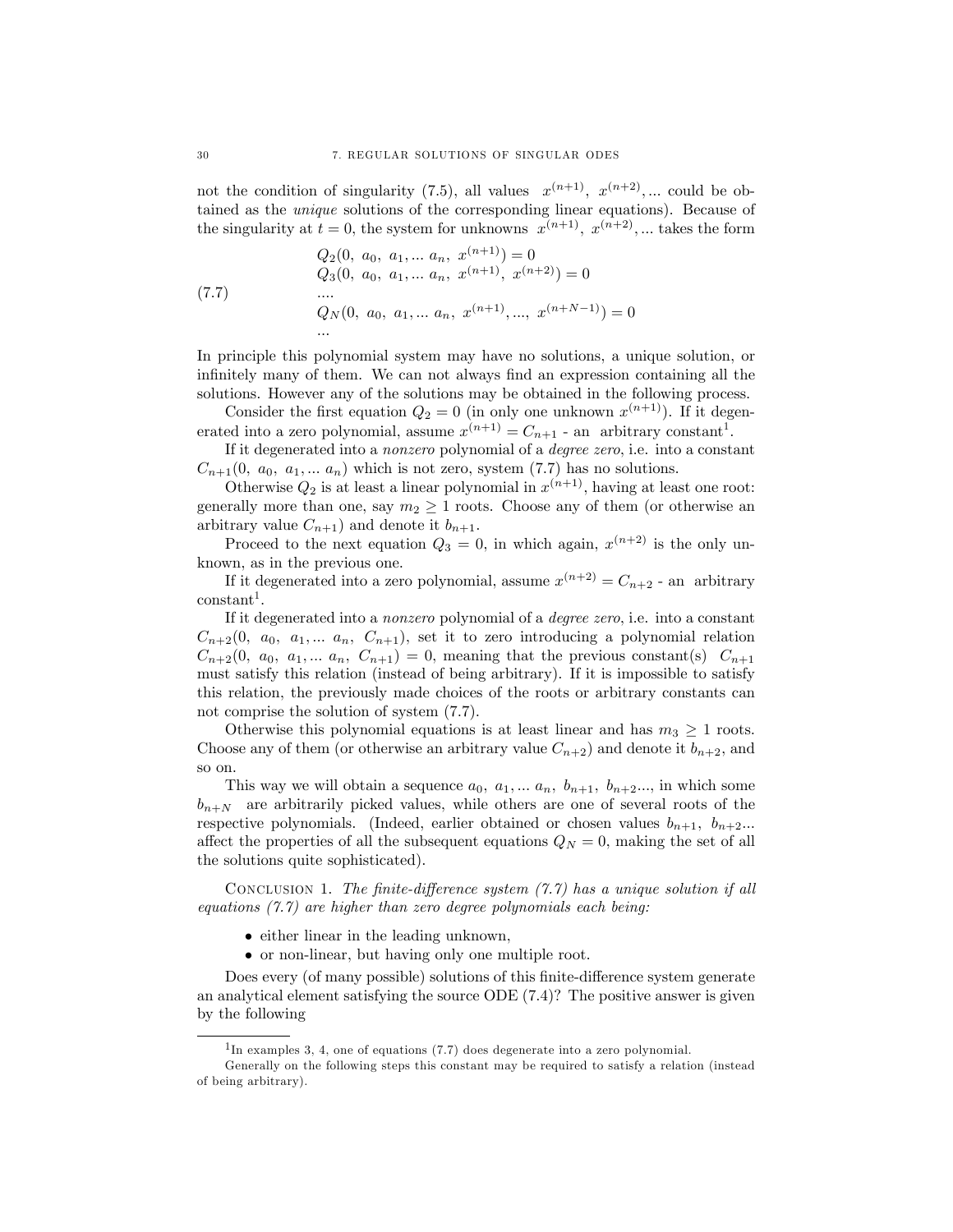not the condition of singularity (7.5), all values $x^{(n+1)}, x^{(n+2)}, ...$ could be obtained as the *unique* solutions of the corresponding linear equations). Because of the singularity at $t = 0$, the system for unknowns $x^{(n+1)}, x^{(n+2)}, ...$ takes the form

$$
\begin{aligned}
&Q_2(0,\ a_0,\ a_1, ...\ a_n,\ x^{(n+1)}) = 0 \\
&Q_3(0,\ a_0,\ a_1, ...\ a_n,\ x^{(n+1)},\ x^{(n+2)}) = 0 \\
&.... \\
&Q_N(0,\ a_0,\ a_1, ...\ a_n,\ x^{(n+1)}, ...,\ x^{(n+N-1)}) = 0 \\
&...
\end{aligned}
\tag{7.7}
$$

In principle this polynomial system may have no solutions, a unique solution, or infinitely many of them. We can not always find an expression containing all the solutions. However any of the solutions may be obtained in the following process.

Consider the first equation $Q_2 = 0$ (in only one unknown $x^{(n+1)}$). If it degenerated into a zero polynomial, assume $x^{(n+1)} = C_{n+1}$ - an arbitrary constant[1].

If it degenerated into a *nonzero* polynomial of a *degree zero*, i.e. into a constant $C_{n+1}(0,\ a_0,\ a_1, ...\ a_n)$ which is not zero, system (7.7) has no solutions.

Otherwise $Q_2$ is at least a linear polynomial in $x^{(n+1)}$, having at least one root: generally more than one, say $m_2 \geq 1$ roots. Choose any of them (or otherwise an arbitrary value $C_{n+1}$) and denote it $b_{n+1}$.

Proceed to the next equation $Q_3 = 0$, in which again, $x^{(n+2)}$ is the only unknown, as in the previous one.

If it degenerated into a zero polynomial, assume $x^{(n+2)} = C_{n+2}$ - an arbitrary constant[1].

If it degenerated into a *nonzero* polynomial of a *degree zero*, i.e. into a constant $C_{n+2}(0,\ a_0,\ a_1, ...\ a_n,\ C_{n+1})$, set it to zero introducing a polynomial relation $C_{n+2}(0,\ a_0,\ a_1, ...\ a_n,\ C_{n+1}) = 0$, meaning that the previous constant(s) $C_{n+1}$ must satisfy this relation (instead of being arbitrary). If it is impossible to satisfy this relation, the previously made choices of the roots or arbitrary constants can not comprise the solution of system (7.7).

Otherwise this polynomial equations is at least linear and has $m_3 \geq 1$ roots. Choose any of them (or otherwise an arbitrary value $C_{n+2}$) and denote it $b_{n+2}$, and so on.

This way we will obtain a sequence $a_0,\ a_1, ...\ a_n,\ b_{n+1},\ b_{n+2}...$, in which some $b_{n+N}$ are arbitrarily picked values, while others are one of several roots of the respective polynomials. (Indeed, earlier obtained or chosen values $b_{n+1},\ b_{n+2}...$ affect the properties of all the subsequent equations $Q_N = 0$, making the set of all the solutions quite sophisticated).

Conclusion 1. *The finite-difference system (7.7) has a unique solution if all equations (7.7) are higher than zero degree polynomials each being:*

- *either linear in the leading unknown,*
- *or non-linear, but having only one multiple root.*

Does every (of many possible) solutions of this finite-difference system generate an analytical element satisfying the source ODE (7.4)? The positive answer is given by the following

---

[1] In examples 3, 4, one of equations (7.7) does degenerate into a zero polynomial.

Generally on the following steps this constant may be required to satisfy a relation (instead of being arbitrary).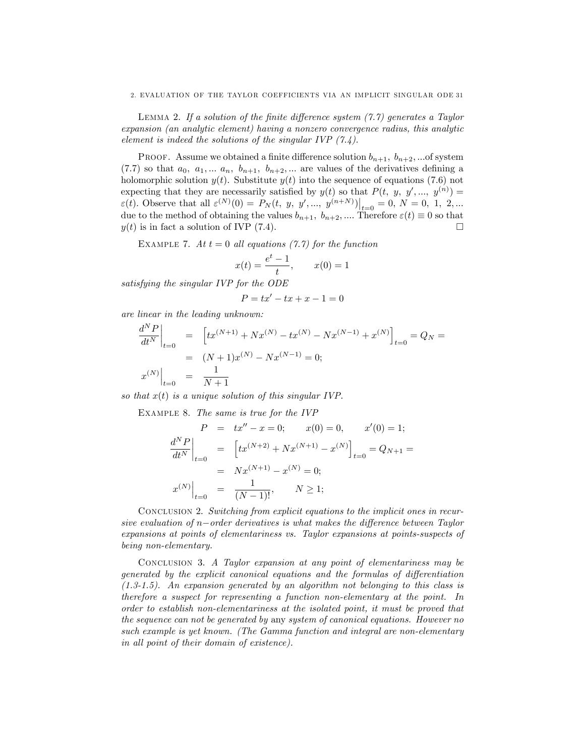Lemma 2. *If a solution of the finite difference system (7.7) generates a Taylor expansion (an analytic element) having a nonzero convergence radius, this analytic element is indeed the solutions of the singular IVP (7.4).*

Proof. Assume we obtained a finite difference solution $b_{n+1},\ b_{n+2}, ...$of system (7.7) so that $a_0,\ a_1, ...\ a_n,\ b_{n+1},\ b_{n+2}, ...$ are values of the derivatives defining a holomorphic solution $y(t)$. Substitute $y(t)$ into the sequence of equations (7.6) not expecting that they are necessarily satisfied by $y(t)$ so that $P(t,\ y,\ y', ...,\ y^{(n)}) = \varepsilon(t)$. Observe that all $\varepsilon^{(N)}(0) = P_N(t,\ y,\ y', ...,\ y^{(n+N)})\big|_{t=0} = 0,\ N = 0,\ 1,\ 2, ...$ due to the method of obtaining the values $b_{n+1},\ b_{n+2}, ....$ Therefore $\varepsilon(t) \equiv 0$ so that $y(t)$ is in fact a solution of IVP (7.4). $\square$

Example 7. *At $t = 0$ all equations (7.7) for the function*

$$x(t) = \frac{e^t - 1}{t}, \qquad x(0) = 1$$

*satisfying the singular IVP for the ODE*

$$P = tx' - tx + x - 1 = 0$$

*are linear in the leading unknown:*

$$\begin{aligned}
\left.\frac{d^N P}{dt^N}\right|_{t=0} &= \left[tx^{(N+1)} + Nx^{(N)} - tx^{(N)} - Nx^{(N-1)} + x^{(N)}\right]_{t=0} = Q_N = \\
&= (N+1)x^{(N)} - Nx^{(N-1)} = 0; \\
\left.x^{(N)}\right|_{t=0} &= \frac{1}{N+1}
\end{aligned}$$

*so that $x(t)$ is a unique solution of this singular IVP.*

Example 8. *The same is true for the IVP*

$$\begin{aligned}
P &= tx'' - x = 0; \qquad x(0) = 0, \qquad x'(0) = 1; \\
\left.\frac{d^N P}{dt^N}\right|_{t=0} &= \left[tx^{(N+2)} + Nx^{(N+1)} - x^{(N)}\right]_{t=0} = Q_{N+1} = \\
&= Nx^{(N+1)} - x^{(N)} = 0; \\
\left.x^{(N)}\right|_{t=0} &= \frac{1}{(N-1)!}, \qquad N \geq 1;
\end{aligned}$$

Conclusion 2. *Switching from explicit equations to the implicit ones in recursive evaluation of $n-$order derivatives is what makes the difference between Taylor expansions at points of elementariness vs. Taylor expansions at points-suspects of being non-elementary.*

Conclusion 3. *A Taylor expansion at any point of elementariness may be generated by the explicit canonical equations and the formulas of differentiation (1.3-1.5). An expansion generated by an algorithm not belonging to this class is therefore a suspect for representing a function non-elementary at the point. In order to establish non-elementariness at the isolated point, it must be proved that the sequence can not be generated by* any *system of canonical equations. However no such example is yet known. (The Gamma function and integral are non-elementary in all point of their domain of existence).*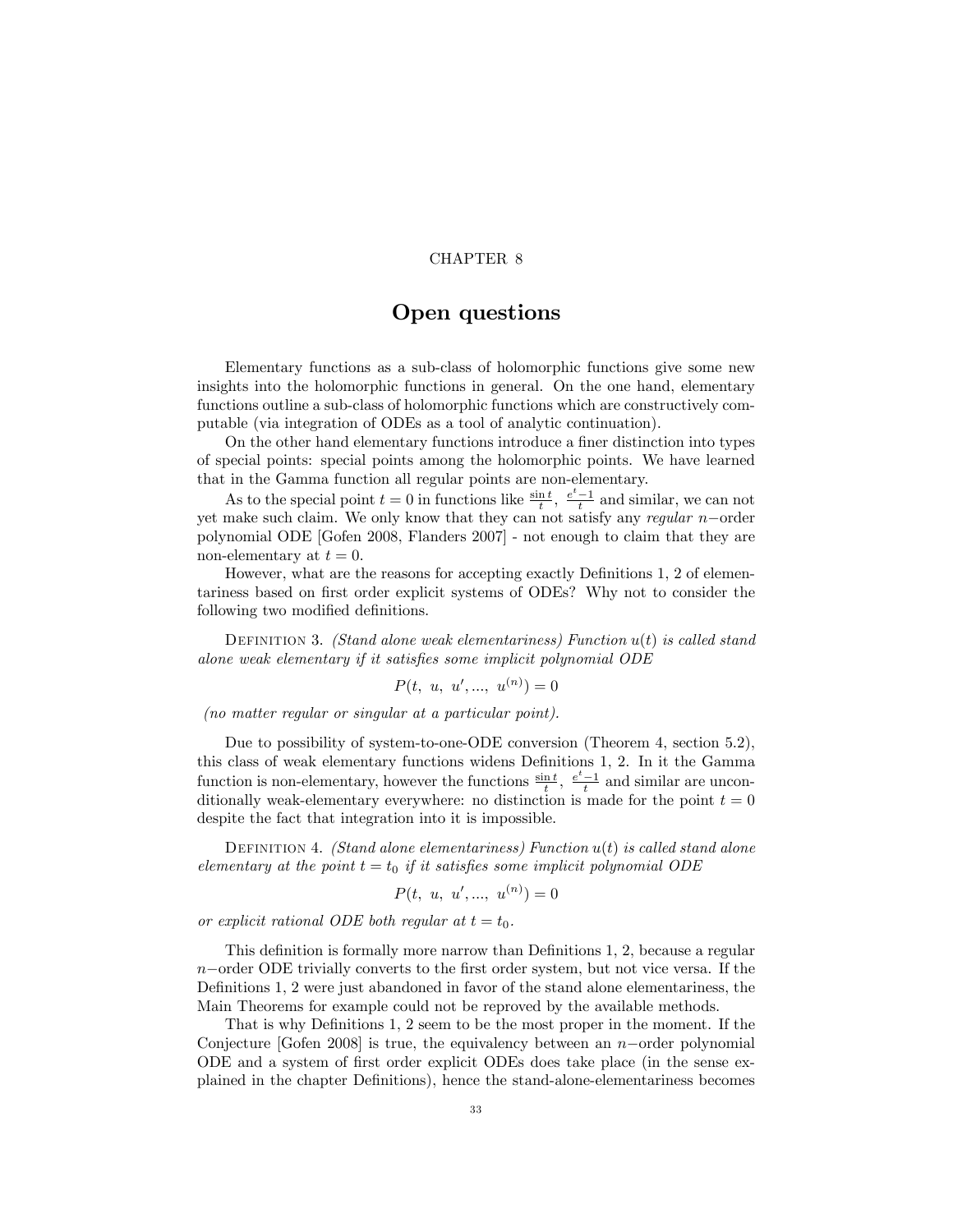CHAPTER 8

# Open questions

Elementary functions as a sub-class of holomorphic functions give some new insights into the holomorphic functions in general. On the one hand, elementary functions outline a sub-class of holomorphic functions which are constructively computable (via integration of ODEs as a tool of analytic continuation).

On the other hand elementary functions introduce a finer distinction into types of special points: special points among the holomorphic points. We have learned that in the Gamma function all regular points are non-elementary.

As to the special point $t = 0$ in functions like $\frac{\sin t}{t}$, $\frac{e^t - 1}{t}$ and similar, we can not yet make such claim. We only know that they can not satisfy any *regular* $n-$order polynomial ODE [Gofen 2008, Flanders 2007] - not enough to claim that they are non-elementary at $t = 0$.

However, what are the reasons for accepting exactly Definitions 1, 2 of elementariness based on first order explicit systems of ODEs? Why not to consider the following two modified definitions.

Definition 3. *(Stand alone weak elementariness) Function $u(t)$ is called stand alone weak elementary if it satisfies some implicit polynomial ODE*

$$P(t,\ u,\ u',...,\ u^{(n)}) = 0$$

*(no matter regular or singular at a particular point).*

Due to possibility of system-to-one-ODE conversion (Theorem 4, section 5.2), this class of weak elementary functions widens Definitions 1, 2. In it the Gamma function is non-elementary, however the functions $\frac{\sin t}{t}$, $\frac{e^t - 1}{t}$ and similar are unconditionally weak-elementary everywhere: no distinction is made for the point $t = 0$ despite the fact that integration into it is impossible.

Definition 4. *(Stand alone elementariness) Function $u(t)$ is called stand alone elementary at the point $t = t_0$ if it satisfies some implicit polynomial ODE*

$$P(t,\ u,\ u',...,\ u^{(n)}) = 0$$

*or explicit rational ODE both regular at $t = t_0$.*

This definition is formally more narrow than Definitions 1, 2, because a regular $n-$order ODE trivially converts to the first order system, but not vice versa. If the Definitions 1, 2 were just abandoned in favor of the stand alone elementariness, the Main Theorems for example could not be reproved by the available methods.

That is why Definitions 1, 2 seem to be the most proper in the moment. If the Conjecture [Gofen 2008] is true, the equivalency between an $n-$order polynomial ODE and a system of first order explicit ODEs does take place (in the sense explained in the chapter Definitions), hence the stand-alone-elementariness becomes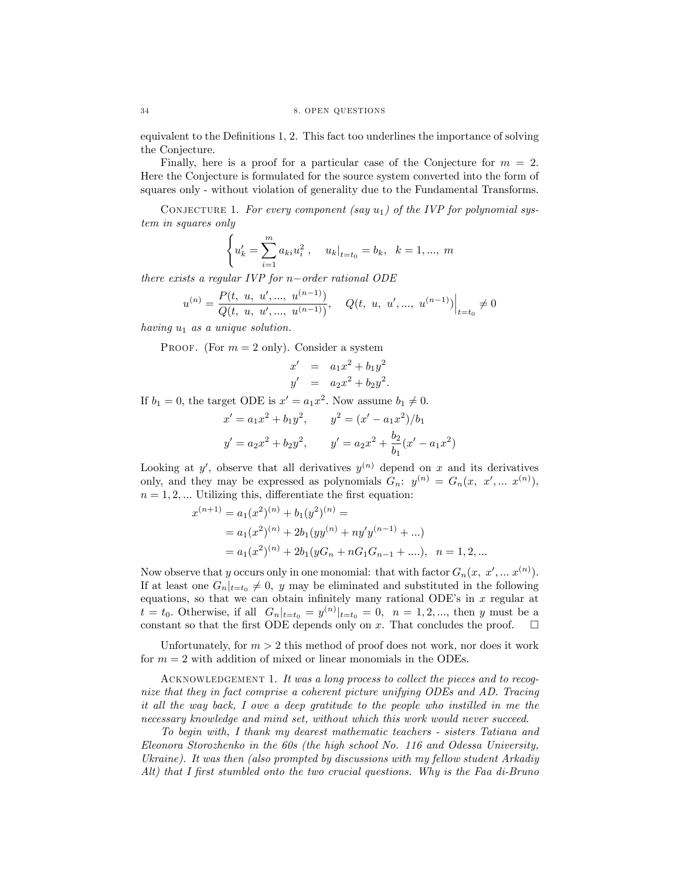equivalent to the Definitions 1, 2. This fact too underlines the importance of solving the Conjecture.

Finally, here is a proof for a particular case of the Conjecture for $m = 2$. Here the Conjecture is formulated for the source system converted into the form of squares only - without violation of generality due to the Fundamental Transforms.

CONJECTURE 1. *For every component (say $u_1$) of the IVP for polynomial system in squares only*

$$\left\{ u_k' = \sum_{i=1}^{m} a_{ki} u_i^2 \,, \quad u_k|_{t=t_0} = b_k, \;\; k = 1, ..., \; m \right.$$

*there exists a regular IVP for $n-$order rational ODE*

$$u^{(n)} = \frac{P(t, \; u, \; u', ..., \; u^{(n-1)})}{Q(t, \; u, \; u', ..., \; u^{(n-1)})}, \quad Q(t, \; u, \; u', ..., \; u^{(n-1)})\Big|_{t=t_0} \neq 0$$

*having $u_1$ as a unique solution.*

PROOF. (For $m = 2$ only). Consider a system

$$\begin{aligned} x' &= a_1 x^2 + b_1 y^2 \\ y' &= a_2 x^2 + b_2 y^2. \end{aligned}$$

If $b_1 = 0$, the target ODE is $x' = a_1 x^2$. Now assume $b_1 \neq 0$.

$$x' = a_1 x^2 + b_1 y^2, \qquad y^2 = (x' - a_1 x^2)/b_1$$

$$y' = a_2 x^2 + b_2 y^2, \qquad y' = a_2 x^2 + \frac{b_2}{b_1}(x' - a_1 x^2)$$

Looking at $y'$, observe that all derivatives $y^{(n)}$ depend on $x$ and its derivatives only, and they may be expressed as polynomials $G_n$: $y^{(n)} = G_n(x, \; x', ... \; x^{(n)})$, $n = 1, 2, ...$ Utilizing this, differentiate the first equation:

$$\begin{aligned} x^{(n+1)} &= a_1 (x^2)^{(n)} + b_1 (y^2)^{(n)} = \\ &= a_1 (x^2)^{(n)} + 2b_1 (y y^{(n)} + n y' y^{(n-1)} + ...) \\ &= a_1 (x^2)^{(n)} + 2b_1 (y G_n + n G_1 G_{n-1} + ....), \quad n = 1, 2, ... \end{aligned}$$

Now observe that $y$ occurs only in one monomial: that with factor $G_n(x, \; x', ... \; x^{(n)})$. If at least one $G_n|_{t=t_0} \neq 0$, $y$ may be eliminated and substituted in the following equations, so that we can obtain infinitely many rational ODE's in $x$ regular at $t = t_0$. Otherwise, if all $G_n|_{t=t_0} = y^{(n)}|_{t=t_0} = 0$, $n = 1, 2, ...$, then $y$ must be a constant so that the first ODE depends only on $x$. That concludes the proof. $\square$

Unfortunately, for $m > 2$ this method of proof does not work, nor does it work for $m = 2$ with addition of mixed or linear monomials in the ODEs.

ACKNOWLEDGEMENT 1. *It was a long process to collect the pieces and to recognize that they in fact comprise a coherent picture unifying ODEs and AD. Tracing it all the way back, I owe a deep gratitude to the people who instilled in me the necessary knowledge and mind set, without which this work would never succeed.*

*To begin with, I thank my dearest mathematic teachers - sisters Tatiana and Eleonora Storozhenko in the 60s (the high school No. 116 and Odessa University, Ukraine). It was then (also prompted by discussions with my fellow student Arkadiy Alt) that I first stumbled onto the two crucial questions. Why is the Faa di-Bruno*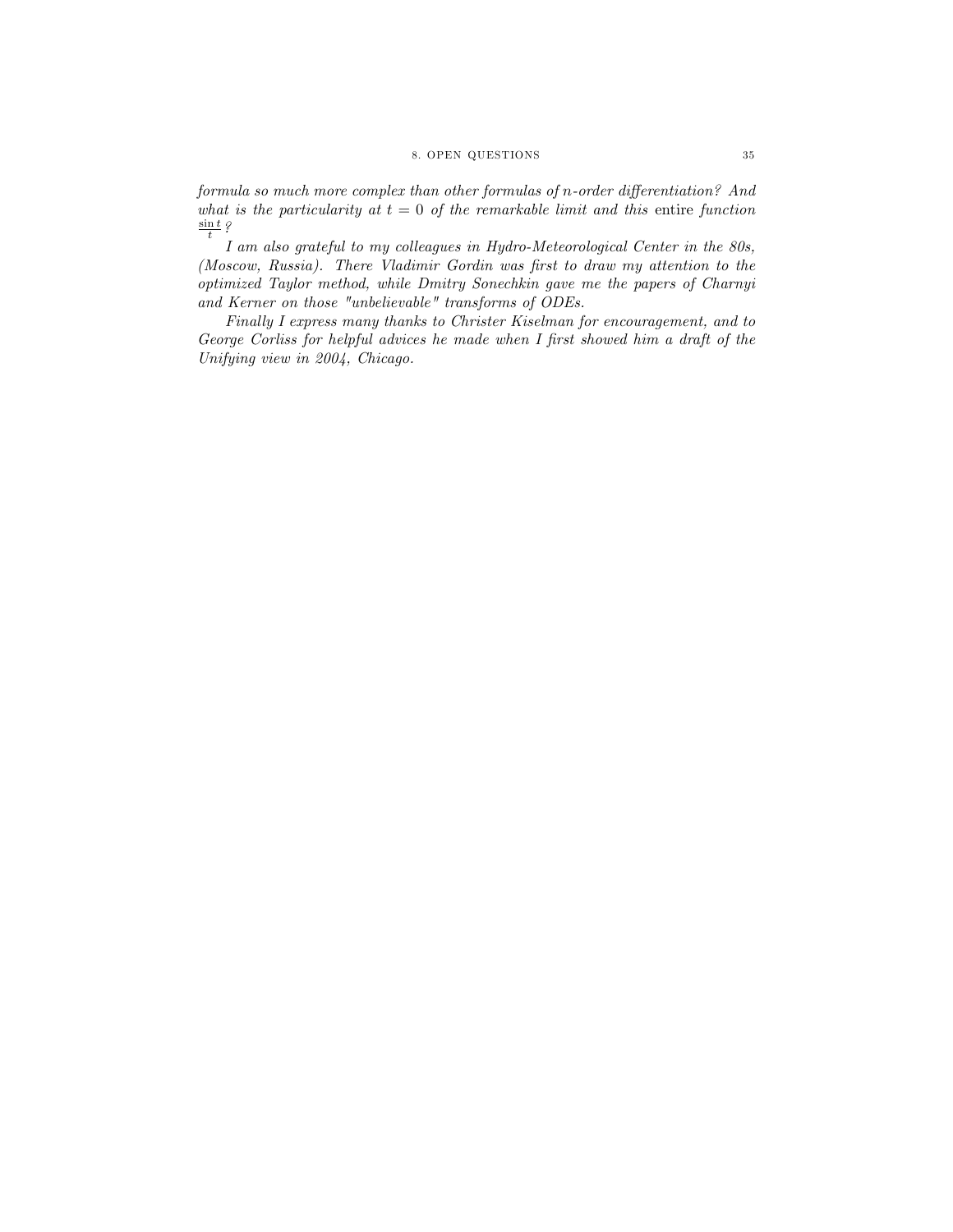*formula so much more complex than other formulas of $n$-order differentiation? And what is the particularity at $t = 0$ of the remarkable limit and this* entire *function* $\frac{\sin t}{t}$ *?*

*I am also grateful to my colleagues in Hydro-Meteorological Center in the 80s, (Moscow, Russia). There Vladimir Gordin was first to draw my attention to the optimized Taylor method, while Dmitry Sonechkin gave me the papers of Charnyi and Kerner on those "unbelievable" transforms of ODEs.*

*Finally I express many thanks to Christer Kiselman for encouragement, and to George Corliss for helpful advices he made when I first showed him a draft of the Unifying view in 2004, Chicago.*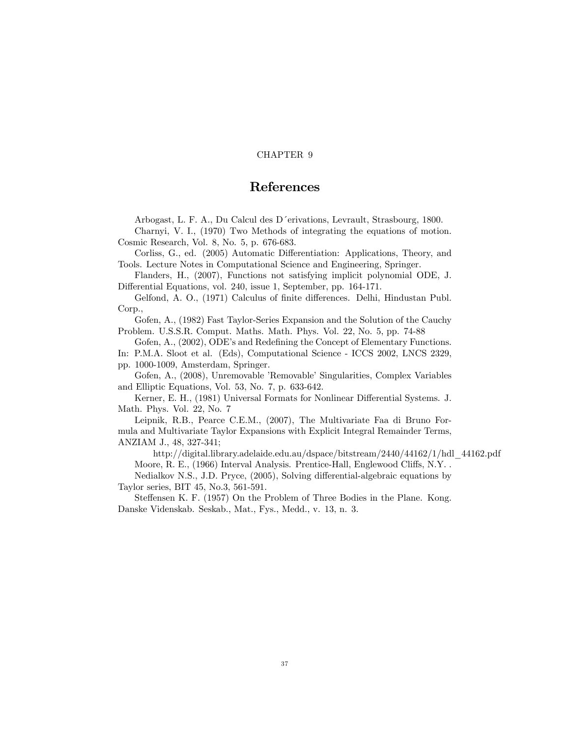CHAPTER 9

# References

Arbogast, L. F. A., Du Calcul des D´erivations, Levrault, Strasbourg, 1800.

Charnyi, V. I., (1970) Two Methods of integrating the equations of motion. Cosmic Research, Vol. 8, No. 5, p. 676-683.

Corliss, G., ed. (2005) Automatic Differentiation: Applications, Theory, and Tools. Lecture Notes in Computational Science and Engineering, Springer.

Flanders, H., (2007), Functions not satisfying implicit polynomial ODE, J. Differential Equations, vol. 240, issue 1, September, pp. 164-171.

Gelfond, A. O., (1971) Calculus of finite differences. Delhi, Hindustan Publ. Corp.,

Gofen, A., (1982) Fast Taylor-Series Expansion and the Solution of the Cauchy Problem. U.S.S.R. Comput. Maths. Math. Phys. Vol. 22, No. 5, pp. 74-88

Gofen, A., (2002), ODE's and Redefining the Concept of Elementary Functions. In: P.M.A. Sloot et al. (Eds), Computational Science - ICCS 2002, LNCS 2329, pp. 1000-1009, Amsterdam, Springer.

Gofen, A., (2008), Unremovable 'Removable' Singularities, Complex Variables and Elliptic Equations, Vol. 53, No. 7, p. 633-642.

Kerner, E. H., (1981) Universal Formats for Nonlinear Differential Systems. J. Math. Phys. Vol. 22, No. 7

Leipnik, R.B., Pearce C.E.M., (2007), The Multivariate Faa di Bruno Formula and Multivariate Taylor Expansions with Explicit Integral Remainder Terms, ANZIAM J., 48, 327-341;

http://digital.library.adelaide.edu.au/dspace/bitstream/2440/44162/1/hdl_44162.pdf

Moore, R. E., (1966) Interval Analysis. Prentice-Hall, Englewood Cliffs, N.Y. .

Nedialkov N.S., J.D. Pryce, (2005), Solving differential-algebraic equations by Taylor series, BIT 45, No.3, 561-591.

Steffensen K. F. (1957) On the Problem of Three Bodies in the Plane. Kong. Danske Videnskab. Seskab., Mat., Fys., Medd., v. 13, n. 3.